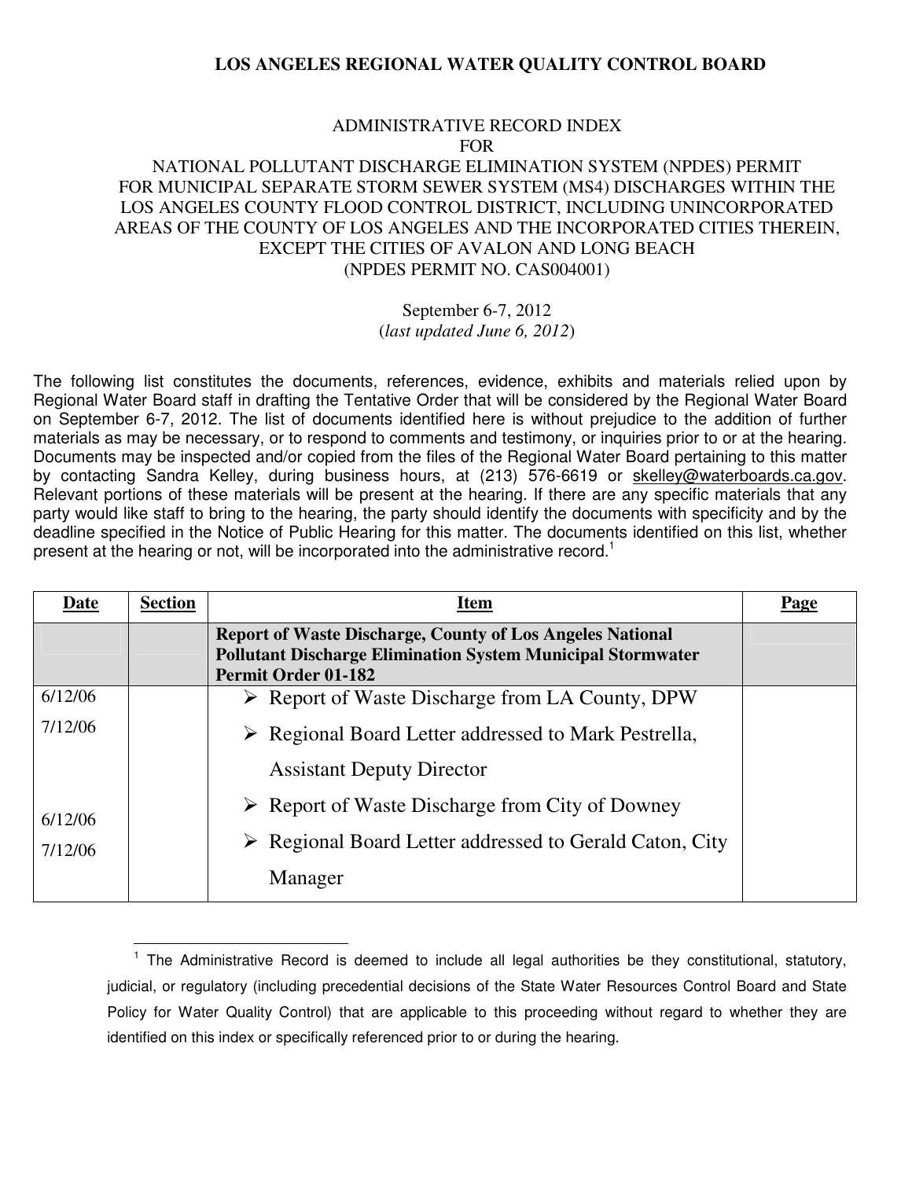**LOS ANGELES REGIONAL WATER QUALITY CONTROL BOARD**

ADMINISTRATIVE RECORD INDEX
FOR
NATIONAL POLLUTANT DISCHARGE ELIMINATION SYSTEM (NPDES) PERMIT
FOR MUNICIPAL SEPARATE STORM SEWER SYSTEM (MS4) DISCHARGES WITHIN THE
LOS ANGELES COUNTY FLOOD CONTROL DISTRICT, INCLUDING UNINCORPORATED
AREAS OF THE COUNTY OF LOS ANGELES AND THE INCORPORATED CITIES THEREIN,
EXCEPT THE CITIES OF AVALON AND LONG BEACH
(NPDES PERMIT NO. CAS004001)

September 6-7, 2012
(*last updated June 6, 2012*)

The following list constitutes the documents, references, evidence, exhibits and materials relied upon by Regional Water Board staff in drafting the Tentative Order that will be considered by the Regional Water Board on September 6-7, 2012. The list of documents identified here is without prejudice to the addition of further materials as may be necessary, or to respond to comments and testimony, or inquiries prior to or at the hearing. Documents may be inspected and/or copied from the files of the Regional Water Board pertaining to this matter by contacting Sandra Kelley, during business hours, at (213) 576-6619 or skelley@waterboards.ca.gov. Relevant portions of these materials will be present at the hearing. If there are any specific materials that any party would like staff to bring to the hearing, the party should identify the documents with specificity and by the deadline specified in the Notice of Public Hearing for this matter. The documents identified on this list, whether present at the hearing or not, will be incorporated into the administrative record.[1]

| Date | Section | Item | Page |
|---|---|---|---|
| | | **Report of Waste Discharge, County of Los Angeles National Pollutant Discharge Elimination System Municipal Stormwater Permit Order 01-182** | |
| 6/12/06 | | ➢ Report of Waste Discharge from LA County, DPW | |
| 7/12/06 | | ➢ Regional Board Letter addressed to Mark Pestrella, Assistant Deputy Director | |
| 6/12/06 | | ➢ Report of Waste Discharge from City of Downey | |
| 7/12/06 | | ➢ Regional Board Letter addressed to Gerald Caton, City Manager | |

[1] The Administrative Record is deemed to include all legal authorities be they constitutional, statutory, judicial, or regulatory (including precedential decisions of the State Water Resources Control Board and State Policy for Water Quality Control) that are applicable to this proceeding without regard to whether they are identified on this index or specifically referenced prior to or during the hearing.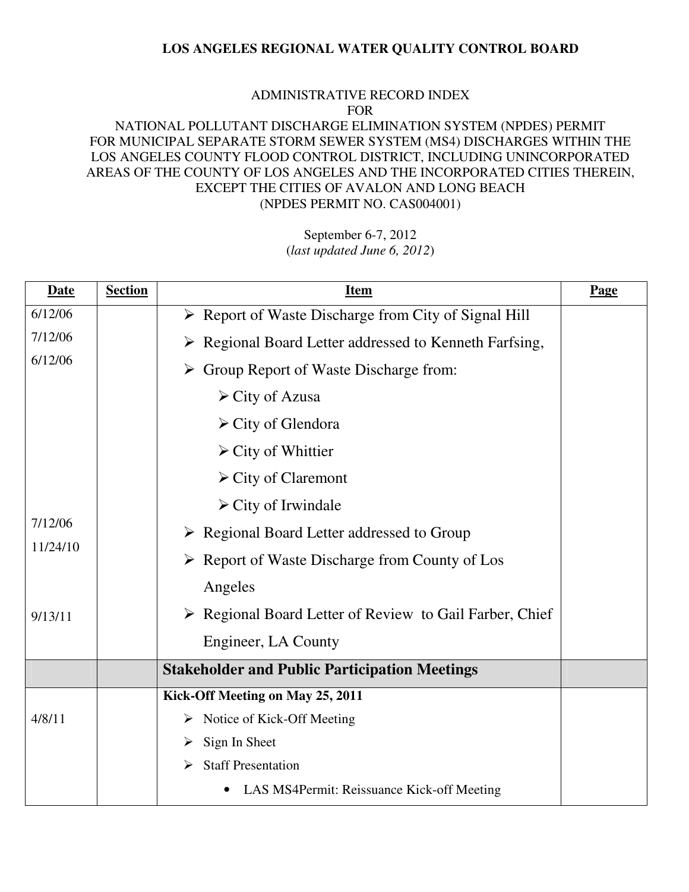**LOS ANGELES REGIONAL WATER QUALITY CONTROL BOARD**

ADMINISTRATIVE RECORD INDEX
FOR
NATIONAL POLLUTANT DISCHARGE ELIMINATION SYSTEM (NPDES) PERMIT
FOR MUNICIPAL SEPARATE STORM SEWER SYSTEM (MS4) DISCHARGES WITHIN THE LOS ANGELES COUNTY FLOOD CONTROL DISTRICT, INCLUDING UNINCORPORATED AREAS OF THE COUNTY OF LOS ANGELES AND THE INCORPORATED CITIES THEREIN, EXCEPT THE CITIES OF AVALON AND LONG BEACH
(NPDES PERMIT NO. CAS004001)

September 6-7, 2012
(*last updated June 6, 2012*)

| Date | Section | Item | Page |
|---|---|---|---|
| 6/12/06 | | ➢ Report of Waste Discharge from City of Signal Hill | |
| 7/12/06 | | ➢ Regional Board Letter addressed to Kenneth Farfsing, | |
| 6/12/06 | | ➢ Group Report of Waste Discharge from: | |
| | | ➢ City of Azusa | |
| | | ➢ City of Glendora | |
| | | ➢ City of Whittier | |
| | | ➢ City of Claremont | |
| | | ➢ City of Irwindale | |
| 7/12/06 | | ➢ Regional Board Letter addressed to Group | |
| 11/24/10 | | ➢ Report of Waste Discharge from County of Los Angeles | |
| 9/13/11 | | ➢ Regional Board Letter of Review to Gail Farber, Chief Engineer, LA County | |
| | | **Stakeholder and Public Participation Meetings** | |
| | | **Kick-Off Meeting on May 25, 2011** | |
| 4/8/11 | | ➢ Notice of Kick-Off Meeting | |
| | | ➢ Sign In Sheet | |
| | | ➢ Staff Presentation | |
| | | • LAS MS4Permit: Reissuance Kick-off Meeting | |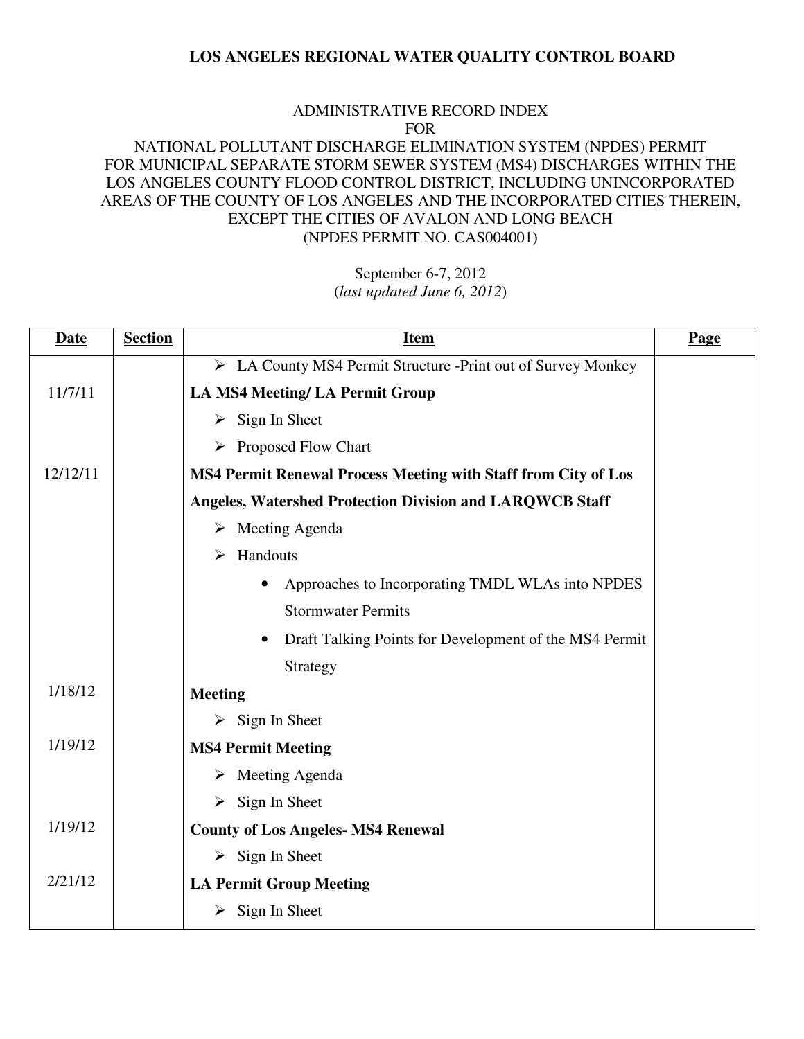**LOS ANGELES REGIONAL WATER QUALITY CONTROL BOARD**

ADMINISTRATIVE RECORD INDEX
FOR
NATIONAL POLLUTANT DISCHARGE ELIMINATION SYSTEM (NPDES) PERMIT
FOR MUNICIPAL SEPARATE STORM SEWER SYSTEM (MS4) DISCHARGES WITHIN THE
LOS ANGELES COUNTY FLOOD CONTROL DISTRICT, INCLUDING UNINCORPORATED
AREAS OF THE COUNTY OF LOS ANGELES AND THE INCORPORATED CITIES THEREIN,
EXCEPT THE CITIES OF AVALON AND LONG BEACH
(NPDES PERMIT NO. CAS004001)

September 6-7, 2012
(*last updated June 6, 2012*)

| Date | Section | Item | Page |
|---|---|---|---|
| | | ➢ LA County MS4 Permit Structure -Print out of Survey Monkey | |
| 11/7/11 | | **LA MS4 Meeting/ LA Permit Group** | |
| | | ➢ Sign In Sheet | |
| | | ➢ Proposed Flow Chart | |
| 12/12/11 | | **MS4 Permit Renewal Process Meeting with Staff from City of Los Angeles, Watershed Protection Division and LARQWCB Staff** | |
| | | ➢ Meeting Agenda | |
| | | ➢ Handouts | |
| | | • Approaches to Incorporating TMDL WLAs into NPDES Stormwater Permits | |
| | | • Draft Talking Points for Development of the MS4 Permit Strategy | |
| 1/18/12 | | **Meeting** | |
| | | ➢ Sign In Sheet | |
| 1/19/12 | | **MS4 Permit Meeting** | |
| | | ➢ Meeting Agenda | |
| | | ➢ Sign In Sheet | |
| 1/19/12 | | **County of Los Angeles- MS4 Renewal** | |
| | | ➢ Sign In Sheet | |
| 2/21/12 | | **LA Permit Group Meeting** | |
| | | ➢ Sign In Sheet | |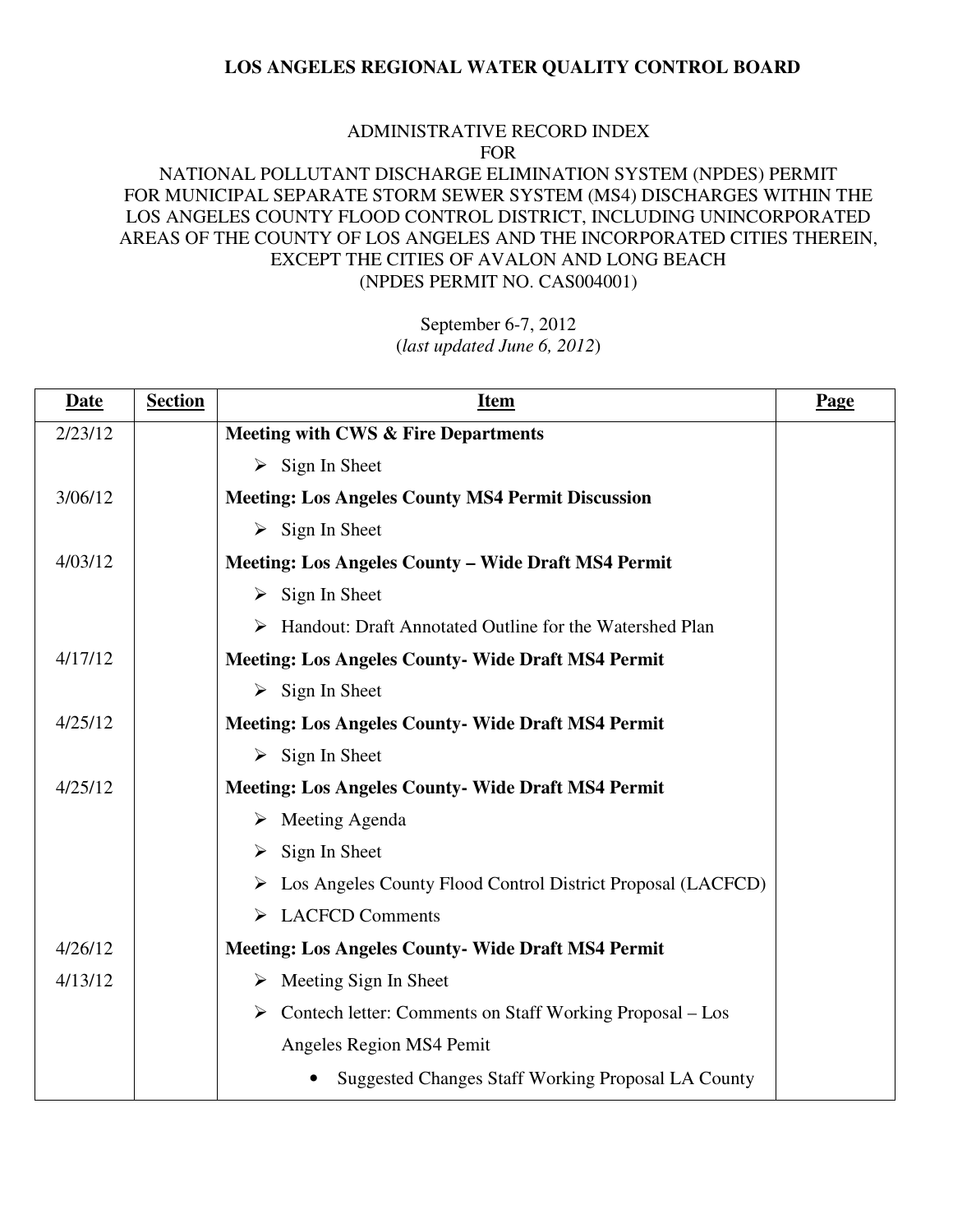**LOS ANGELES REGIONAL WATER QUALITY CONTROL BOARD**

ADMINISTRATIVE RECORD INDEX
FOR
NATIONAL POLLUTANT DISCHARGE ELIMINATION SYSTEM (NPDES) PERMIT
FOR MUNICIPAL SEPARATE STORM SEWER SYSTEM (MS4) DISCHARGES WITHIN THE LOS ANGELES COUNTY FLOOD CONTROL DISTRICT, INCLUDING UNINCORPORATED AREAS OF THE COUNTY OF LOS ANGELES AND THE INCORPORATED CITIES THEREIN, EXCEPT THE CITIES OF AVALON AND LONG BEACH
(NPDES PERMIT NO. CAS004001)

September 6-7, 2012
(*last updated June 6, 2012*)

| Date | Section | Item | Page |
|---|---|---|---|
| 2/23/12 | | **Meeting with CWS & Fire Departments** | |
| | | ➢ Sign In Sheet | |
| 3/06/12 | | **Meeting: Los Angeles County MS4 Permit Discussion** | |
| | | ➢ Sign In Sheet | |
| 4/03/12 | | **Meeting: Los Angeles County – Wide Draft MS4 Permit** | |
| | | ➢ Sign In Sheet | |
| | | ➢ Handout: Draft Annotated Outline for the Watershed Plan | |
| 4/17/12 | | **Meeting: Los Angeles County- Wide Draft MS4 Permit** | |
| | | ➢ Sign In Sheet | |
| 4/25/12 | | **Meeting: Los Angeles County- Wide Draft MS4 Permit** | |
| | | ➢ Sign In Sheet | |
| 4/25/12 | | **Meeting: Los Angeles County- Wide Draft MS4 Permit** | |
| | | ➢ Meeting Agenda | |
| | | ➢ Sign In Sheet | |
| | | ➢ Los Angeles County Flood Control District Proposal (LACFCD) | |
| | | ➢ LACFCD Comments | |
| 4/26/12 | | **Meeting: Los Angeles County- Wide Draft MS4 Permit** | |
| 4/13/12 | | ➢ Meeting Sign In Sheet | |
| | | ➢ Contech letter: Comments on Staff Working Proposal – Los Angeles Region MS4 Pemit | |
| | | • Suggested Changes Staff Working Proposal LA County | |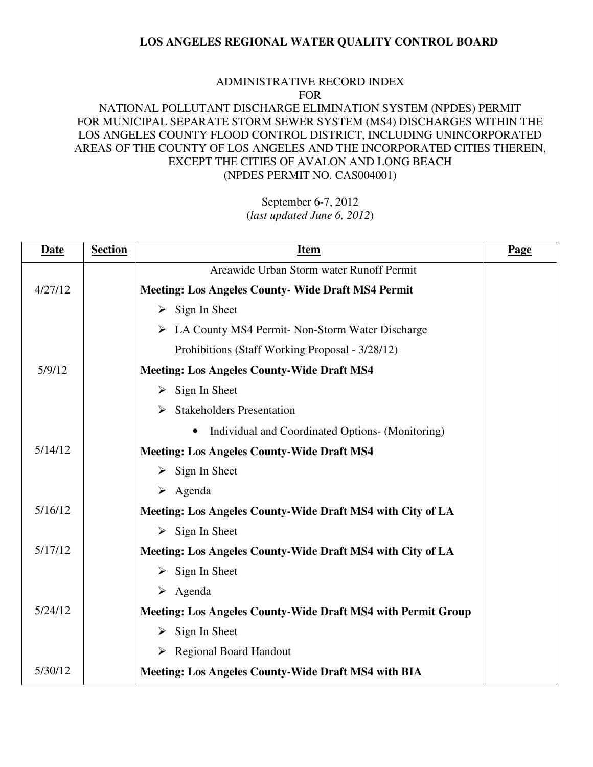**LOS ANGELES REGIONAL WATER QUALITY CONTROL BOARD**

ADMINISTRATIVE RECORD INDEX
FOR
NATIONAL POLLUTANT DISCHARGE ELIMINATION SYSTEM (NPDES) PERMIT
FOR MUNICIPAL SEPARATE STORM SEWER SYSTEM (MS4) DISCHARGES WITHIN THE
LOS ANGELES COUNTY FLOOD CONTROL DISTRICT, INCLUDING UNINCORPORATED
AREAS OF THE COUNTY OF LOS ANGELES AND THE INCORPORATED CITIES THEREIN,
EXCEPT THE CITIES OF AVALON AND LONG BEACH
(NPDES PERMIT NO. CAS004001)

September 6-7, 2012
(*last updated June 6, 2012*)

| Date | Section | Item | Page |
|---|---|---|---|
| | | Areawide Urban Storm water Runoff Permit | |
| 4/27/12 | | **Meeting: Los Angeles County- Wide Draft MS4 Permit** | |
| | | ➢ Sign In Sheet | |
| | | ➢ LA County MS4 Permit- Non-Storm Water Discharge Prohibitions (Staff Working Proposal - 3/28/12) | |
| 5/9/12 | | **Meeting: Los Angeles County-Wide Draft MS4** | |
| | | ➢ Sign In Sheet | |
| | | ➢ Stakeholders Presentation | |
| | | • Individual and Coordinated Options- (Monitoring) | |
| 5/14/12 | | **Meeting: Los Angeles County-Wide Draft MS4** | |
| | | ➢ Sign In Sheet | |
| | | ➢ Agenda | |
| 5/16/12 | | **Meeting: Los Angeles County-Wide Draft MS4 with City of LA** | |
| | | ➢ Sign In Sheet | |
| 5/17/12 | | **Meeting: Los Angeles County-Wide Draft MS4 with City of LA** | |
| | | ➢ Sign In Sheet | |
| | | ➢ Agenda | |
| 5/24/12 | | **Meeting: Los Angeles County-Wide Draft MS4 with Permit Group** | |
| | | ➢ Sign In Sheet | |
| | | ➢ Regional Board Handout | |
| 5/30/12 | | **Meeting: Los Angeles County-Wide Draft MS4 with BIA** | |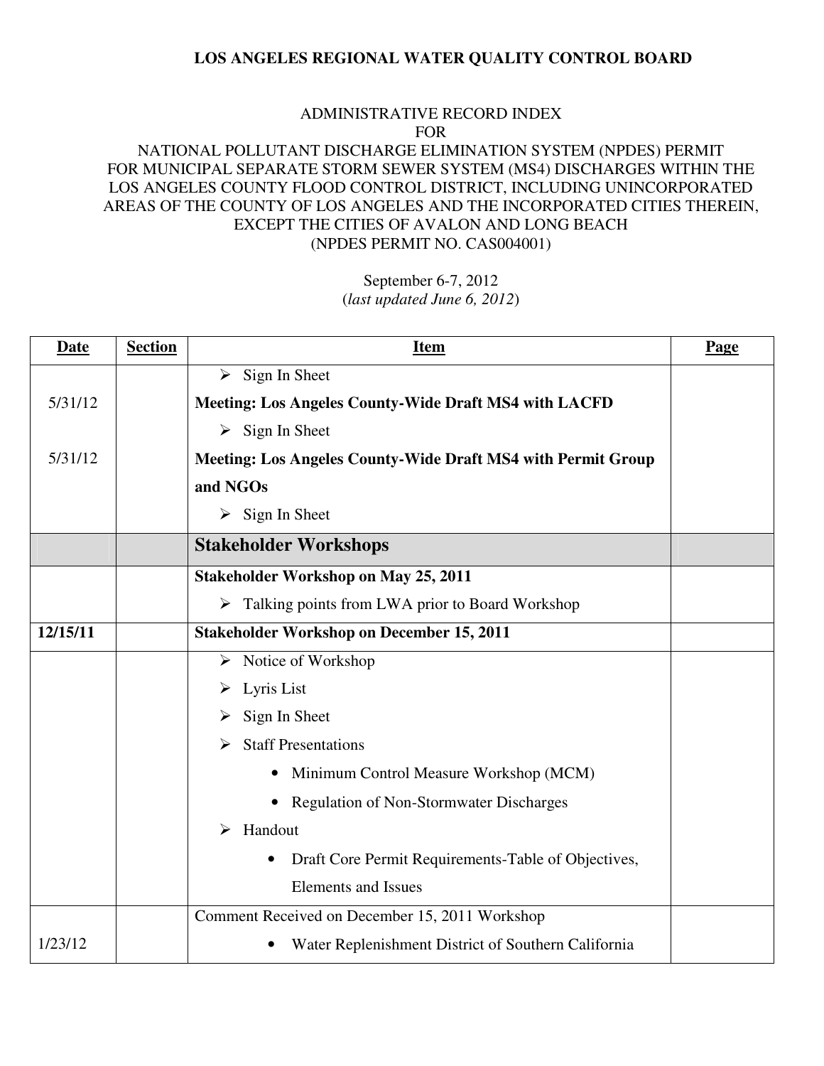**LOS ANGELES REGIONAL WATER QUALITY CONTROL BOARD**

ADMINISTRATIVE RECORD INDEX
FOR
NATIONAL POLLUTANT DISCHARGE ELIMINATION SYSTEM (NPDES) PERMIT
FOR MUNICIPAL SEPARATE STORM SEWER SYSTEM (MS4) DISCHARGES WITHIN THE LOS ANGELES COUNTY FLOOD CONTROL DISTRICT, INCLUDING UNINCORPORATED AREAS OF THE COUNTY OF LOS ANGELES AND THE INCORPORATED CITIES THEREIN, EXCEPT THE CITIES OF AVALON AND LONG BEACH
(NPDES PERMIT NO. CAS004001)

September 6-7, 2012
(*last updated June 6, 2012*)

| Date | Section | Item | Page |
|---|---|---|---|
| | | ➢ Sign In Sheet | |
| 5/31/12 | | **Meeting: Los Angeles County-Wide Draft MS4 with LACFD** | |
| | | ➢ Sign In Sheet | |
| 5/31/12 | | **Meeting: Los Angeles County-Wide Draft MS4 with Permit Group and NGOs** | |
| | | ➢ Sign In Sheet | |
| | | **Stakeholder Workshops** | |
| | | **Stakeholder Workshop on May 25, 2011** | |
| | | ➢ Talking points from LWA prior to Board Workshop | |
| **12/15/11** | | **Stakeholder Workshop on December 15, 2011** | |
| | | ➢ Notice of Workshop | |
| | | ➢ Lyris List | |
| | | ➢ Sign In Sheet | |
| | | ➢ Staff Presentations | |
| | | • Minimum Control Measure Workshop (MCM) | |
| | | • Regulation of Non-Stormwater Discharges | |
| | | ➢ Handout | |
| | | • Draft Core Permit Requirements-Table of Objectives, Elements and Issues | |
| | | Comment Received on December 15, 2011 Workshop | |
| 1/23/12 | | • Water Replenishment District of Southern California | |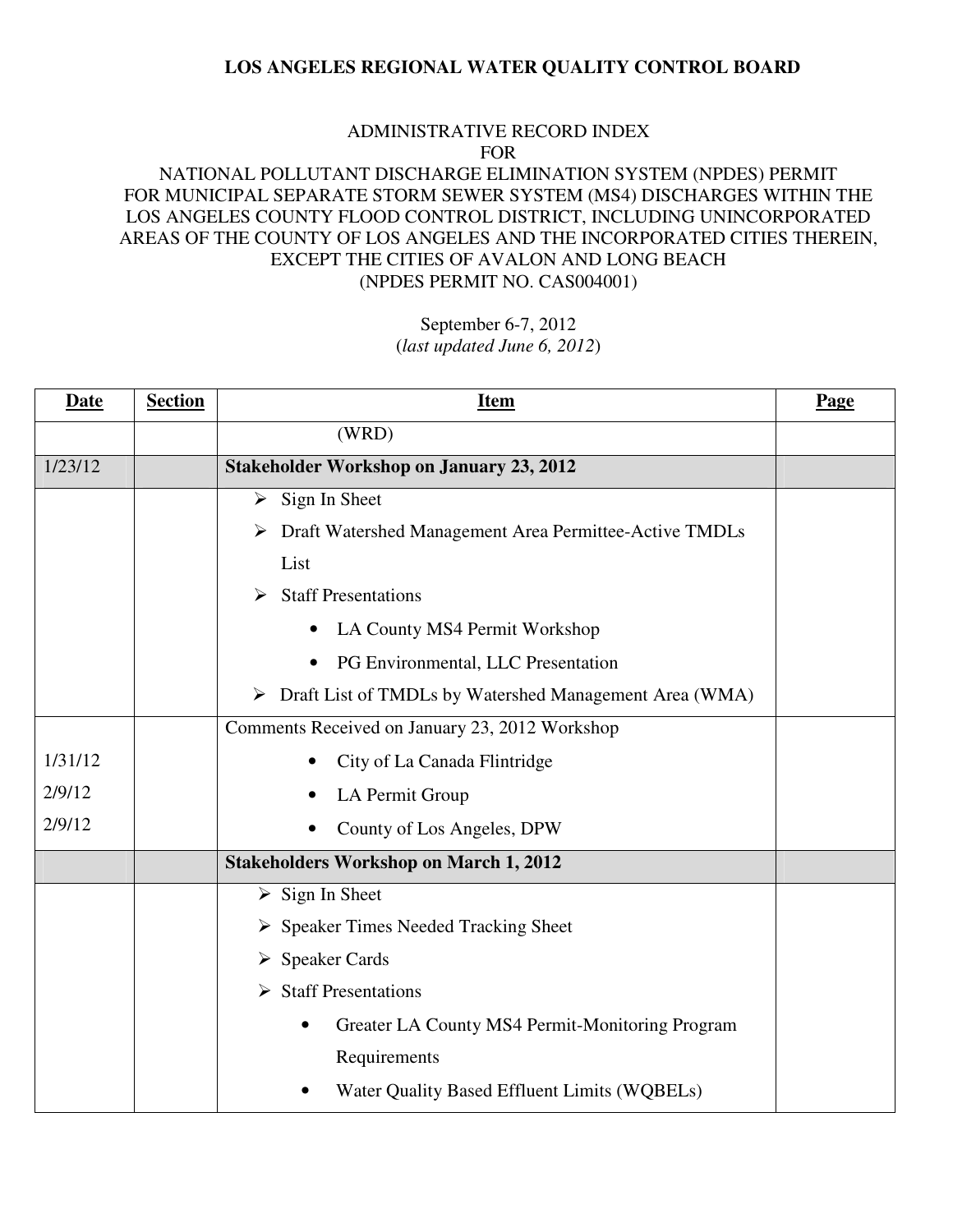**LOS ANGELES REGIONAL WATER QUALITY CONTROL BOARD**

ADMINISTRATIVE RECORD INDEX
FOR
NATIONAL POLLUTANT DISCHARGE ELIMINATION SYSTEM (NPDES) PERMIT
FOR MUNICIPAL SEPARATE STORM SEWER SYSTEM (MS4) DISCHARGES WITHIN THE LOS ANGELES COUNTY FLOOD CONTROL DISTRICT, INCLUDING UNINCORPORATED AREAS OF THE COUNTY OF LOS ANGELES AND THE INCORPORATED CITIES THEREIN, EXCEPT THE CITIES OF AVALON AND LONG BEACH
(NPDES PERMIT NO. CAS004001)

September 6-7, 2012
(*last updated June 6, 2012*)

| **Date** | **Section** | **Item** | **Page** |
|---|---|---|---|
| | | (WRD) | |
| 1/23/12 | | **Stakeholder Workshop on January 23, 2012** | |
| | | ➢ Sign In Sheet<br>➢ Draft Watershed Management Area Permittee-Active TMDLs List<br>➢ Staff Presentations<br>• LA County MS4 Permit Workshop<br>• PG Environmental, LLC Presentation<br>➢ Draft List of TMDLs by Watershed Management Area (WMA) | |
| | | Comments Received on January 23, 2012 Workshop | |
| 1/31/12 | | • City of La Canada Flintridge | |
| 2/9/12 | | • LA Permit Group | |
| 2/9/12 | | • County of Los Angeles, DPW | |
| | | **Stakeholders Workshop on March 1, 2012** | |
| | | ➢ Sign In Sheet<br>➢ Speaker Times Needed Tracking Sheet<br>➢ Speaker Cards<br>➢ Staff Presentations<br>• Greater LA County MS4 Permit-Monitoring Program Requirements<br>• Water Quality Based Effluent Limits (WQBELs) | |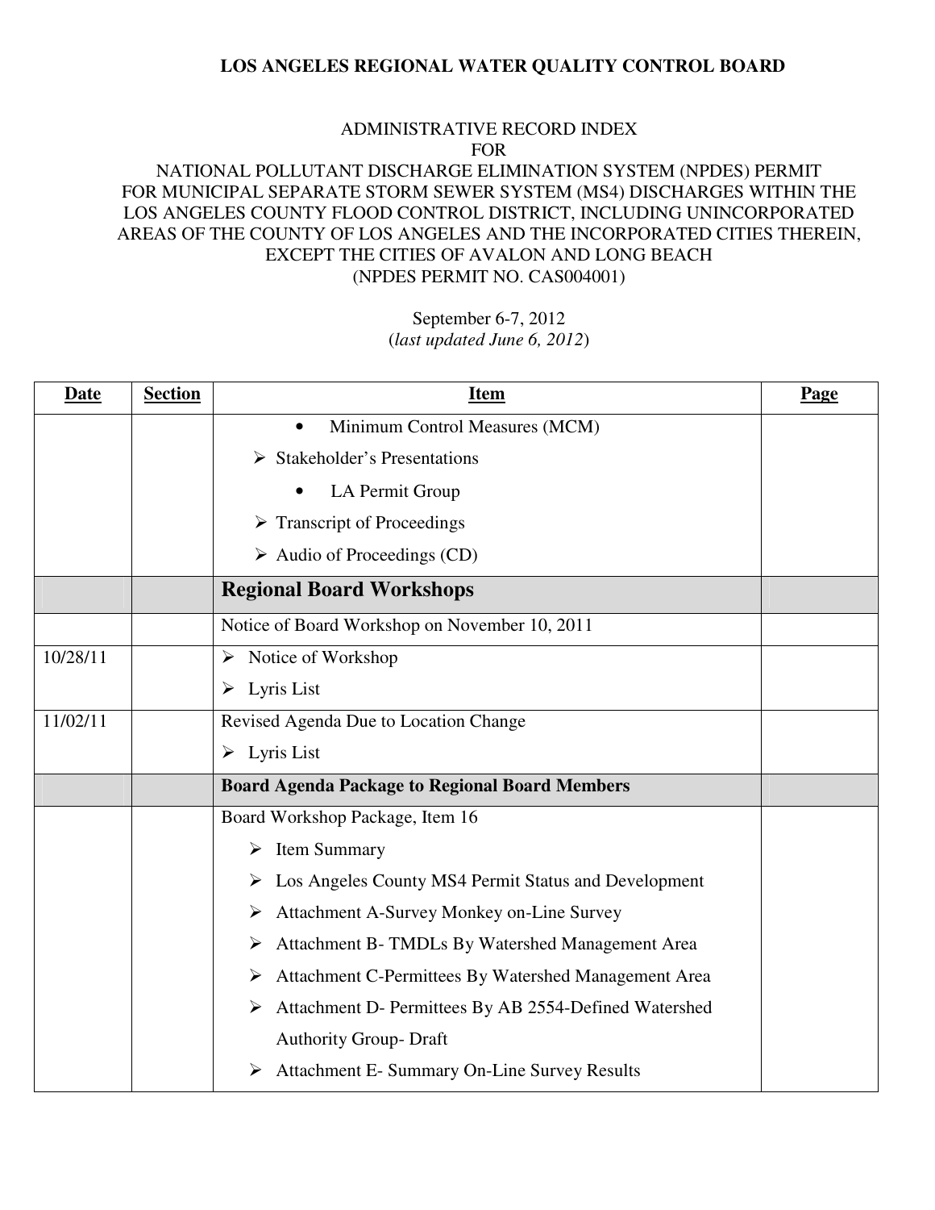**LOS ANGELES REGIONAL WATER QUALITY CONTROL BOARD**

ADMINISTRATIVE RECORD INDEX
FOR
NATIONAL POLLUTANT DISCHARGE ELIMINATION SYSTEM (NPDES) PERMIT
FOR MUNICIPAL SEPARATE STORM SEWER SYSTEM (MS4) DISCHARGES WITHIN THE
LOS ANGELES COUNTY FLOOD CONTROL DISTRICT, INCLUDING UNINCORPORATED
AREAS OF THE COUNTY OF LOS ANGELES AND THE INCORPORATED CITIES THEREIN,
EXCEPT THE CITIES OF AVALON AND LONG BEACH
(NPDES PERMIT NO. CAS004001)

September 6-7, 2012
(*last updated June 6, 2012*)

| Date | Section | Item | Page |
|---|---|---|---|
| | | • Minimum Control Measures (MCM)<br>➢ Stakeholder's Presentations<br>• LA Permit Group<br>➢ Transcript of Proceedings<br>➢ Audio of Proceedings (CD) | |
| | | **Regional Board Workshops** | |
| | | Notice of Board Workshop on November 10, 2011 | |
| 10/28/11 | | ➢ Notice of Workshop<br>➢ Lyris List | |
| 11/02/11 | | Revised Agenda Due to Location Change<br>➢ Lyris List | |
| | | **Board Agenda Package to Regional Board Members** | |
| | | Board Workshop Package, Item 16<br>➢ Item Summary<br>➢ Los Angeles County MS4 Permit Status and Development<br>➢ Attachment A-Survey Monkey on-Line Survey<br>➢ Attachment B- TMDLs By Watershed Management Area<br>➢ Attachment C-Permittees By Watershed Management Area<br>➢ Attachment D- Permittees By AB 2554-Defined Watershed Authority Group- Draft<br>➢ Attachment E- Summary On-Line Survey Results | |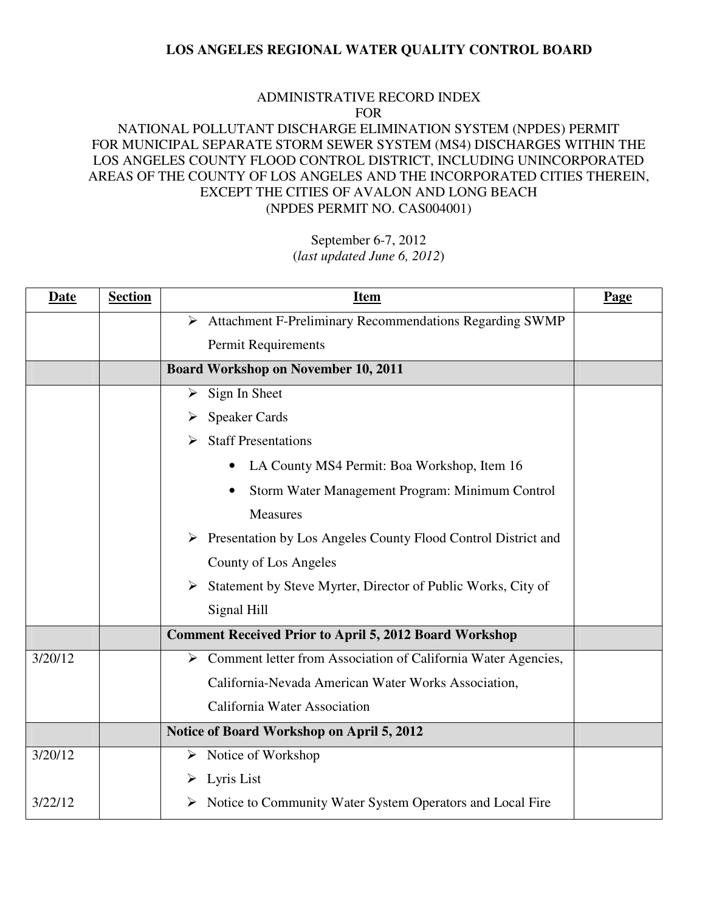**LOS ANGELES REGIONAL WATER QUALITY CONTROL BOARD**

ADMINISTRATIVE RECORD INDEX
FOR
NATIONAL POLLUTANT DISCHARGE ELIMINATION SYSTEM (NPDES) PERMIT
FOR MUNICIPAL SEPARATE STORM SEWER SYSTEM (MS4) DISCHARGES WITHIN THE LOS ANGELES COUNTY FLOOD CONTROL DISTRICT, INCLUDING UNINCORPORATED AREAS OF THE COUNTY OF LOS ANGELES AND THE INCORPORATED CITIES THEREIN, EXCEPT THE CITIES OF AVALON AND LONG BEACH
(NPDES PERMIT NO. CAS004001)

September 6-7, 2012
(*last updated June 6, 2012*)

| Date | Section | Item | Page |
|---|---|---|---|
| | | ➢ Attachment F-Preliminary Recommendations Regarding SWMP Permit Requirements | |
| | | **Board Workshop on November 10, 2011** | |
| | | ➢ Sign In Sheet<br>➢ Speaker Cards<br>➢ Staff Presentations<br>• LA County MS4 Permit: Boa Workshop, Item 16<br>• Storm Water Management Program: Minimum Control Measures<br>➢ Presentation by Los Angeles County Flood Control District and County of Los Angeles<br>➢ Statement by Steve Myrter, Director of Public Works, City of Signal Hill | |
| | | **Comment Received Prior to April 5, 2012 Board Workshop** | |
| 3/20/12 | | ➢ Comment letter from Association of California Water Agencies, California-Nevada American Water Works Association, California Water Association | |
| | | **Notice of Board Workshop on April 5, 2012** | |
| 3/20/12 | | ➢ Notice of Workshop<br>➢ Lyris List | |
| 3/22/12 | | ➢ Notice to Community Water System Operators and Local Fire | |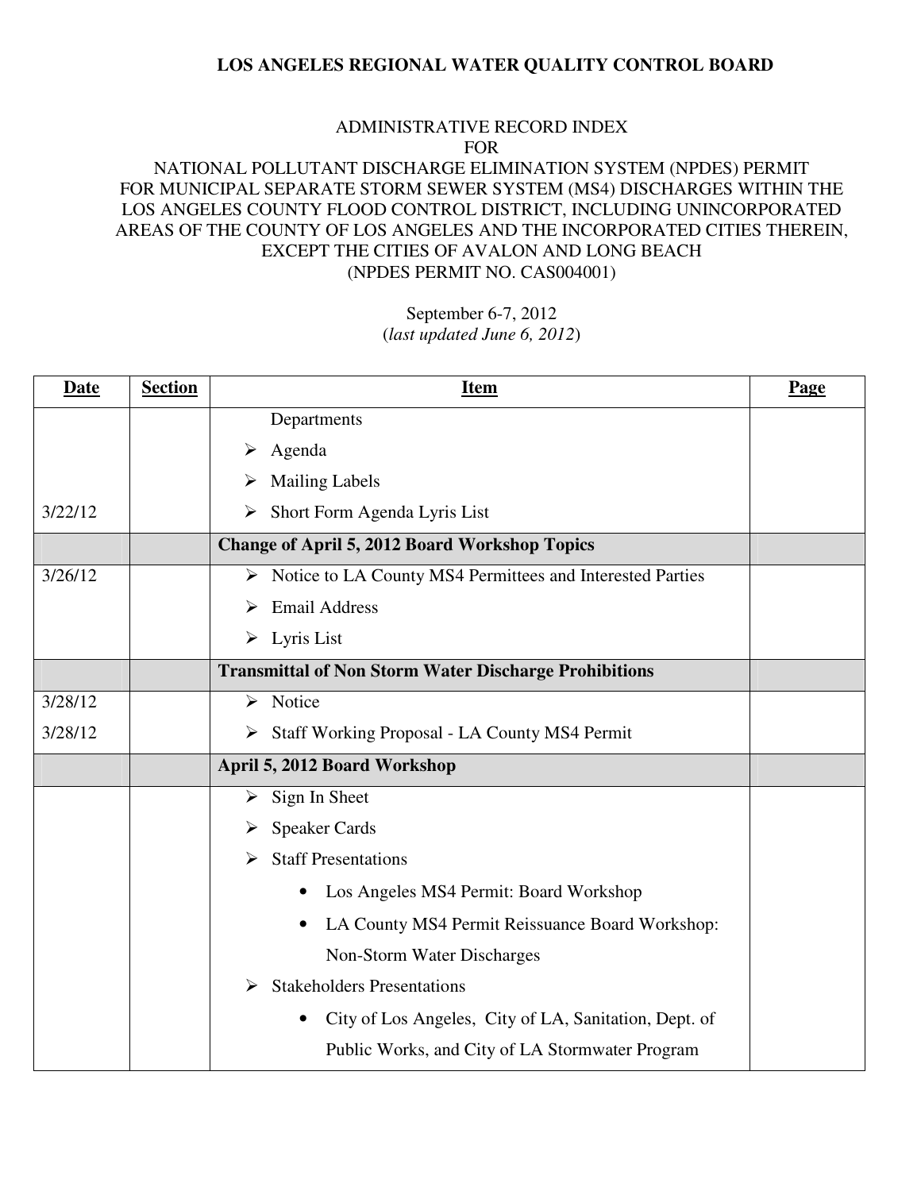**LOS ANGELES REGIONAL WATER QUALITY CONTROL BOARD**

ADMINISTRATIVE RECORD INDEX
FOR
NATIONAL POLLUTANT DISCHARGE ELIMINATION SYSTEM (NPDES) PERMIT
FOR MUNICIPAL SEPARATE STORM SEWER SYSTEM (MS4) DISCHARGES WITHIN THE
LOS ANGELES COUNTY FLOOD CONTROL DISTRICT, INCLUDING UNINCORPORATED
AREAS OF THE COUNTY OF LOS ANGELES AND THE INCORPORATED CITIES THEREIN,
EXCEPT THE CITIES OF AVALON AND LONG BEACH
(NPDES PERMIT NO. CAS004001)

September 6-7, 2012
(*last updated June 6, 2012*)

| Date | Section | Item | Page |
|---|---|---|---|
| | | Departments | |
| | | ➢ Agenda | |
| | | ➢ Mailing Labels | |
| 3/22/12 | | ➢ Short Form Agenda Lyris List | |
| | | **Change of April 5, 2012 Board Workshop Topics** | |
| 3/26/12 | | ➢ Notice to LA County MS4 Permittees and Interested Parties | |
| | | ➢ Email Address | |
| | | ➢ Lyris List | |
| | | **Transmittal of Non Storm Water Discharge Prohibitions** | |
| 3/28/12 | | ➢ Notice | |
| 3/28/12 | | ➢ Staff Working Proposal - LA County MS4 Permit | |
| | | **April 5, 2012 Board Workshop** | |
| | | ➢ Sign In Sheet | |
| | | ➢ Speaker Cards | |
| | | ➢ Staff Presentations | |
| | | • Los Angeles MS4 Permit: Board Workshop | |
| | | • LA County MS4 Permit Reissuance Board Workshop: Non-Storm Water Discharges | |
| | | ➢ Stakeholders Presentations | |
| | | • City of Los Angeles, City of LA, Sanitation, Dept. of Public Works, and City of LA Stormwater Program | |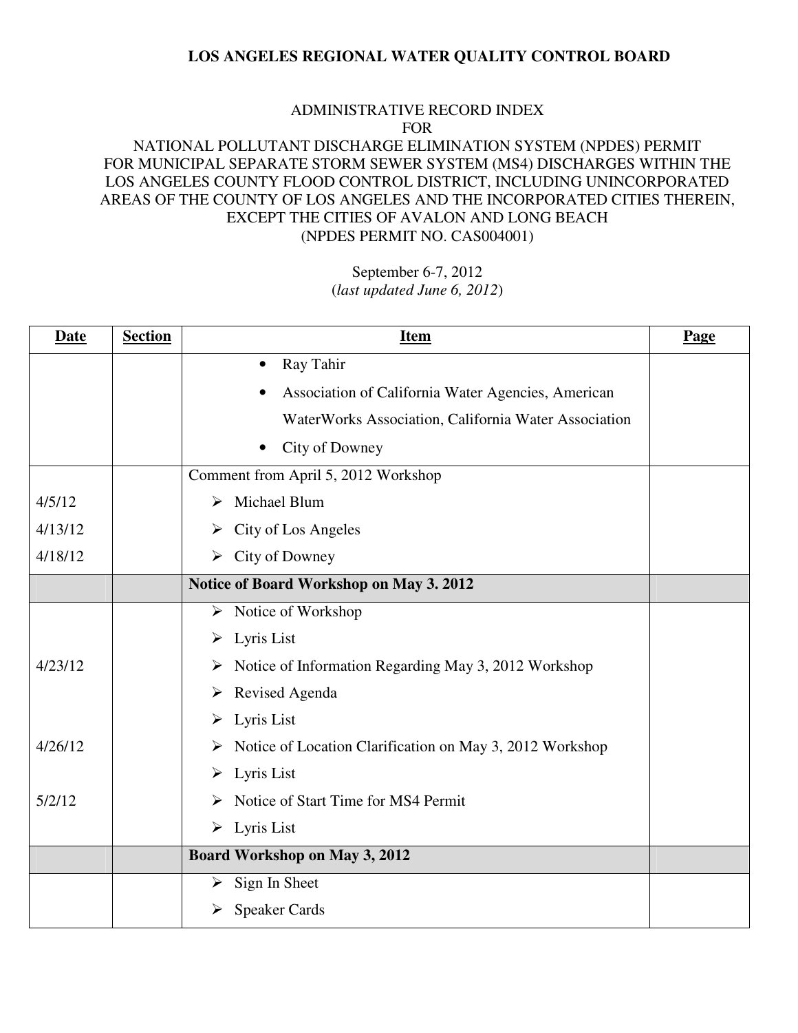**LOS ANGELES REGIONAL WATER QUALITY CONTROL BOARD**

ADMINISTRATIVE RECORD INDEX
FOR
NATIONAL POLLUTANT DISCHARGE ELIMINATION SYSTEM (NPDES) PERMIT
FOR MUNICIPAL SEPARATE STORM SEWER SYSTEM (MS4) DISCHARGES WITHIN THE LOS ANGELES COUNTY FLOOD CONTROL DISTRICT, INCLUDING UNINCORPORATED AREAS OF THE COUNTY OF LOS ANGELES AND THE INCORPORATED CITIES THEREIN, EXCEPT THE CITIES OF AVALON AND LONG BEACH
(NPDES PERMIT NO. CAS004001)

September 6-7, 2012
(*last updated June 6, 2012*)

| Date | Section | Item | Page |
|---|---|---|---|
| | | • Ray Tahir<br>• Association of California Water Agencies, American WaterWorks Association, California Water Association<br>• City of Downey | |
| | | Comment from April 5, 2012 Workshop | |
| 4/5/12 | | ➢ Michael Blum | |
| 4/13/12 | | ➢ City of Los Angeles | |
| 4/18/12 | | ➢ City of Downey | |
| | | **Notice of Board Workshop on May 3. 2012** | |
| | | ➢ Notice of Workshop | |
| | | ➢ Lyris List | |
| 4/23/12 | | ➢ Notice of Information Regarding May 3, 2012 Workshop | |
| | | ➢ Revised Agenda | |
| | | ➢ Lyris List | |
| 4/26/12 | | ➢ Notice of Location Clarification on May 3, 2012 Workshop | |
| | | ➢ Lyris List | |
| 5/2/12 | | ➢ Notice of Start Time for MS4 Permit | |
| | | ➢ Lyris List | |
| | | **Board Workshop on May 3, 2012** | |
| | | ➢ Sign In Sheet<br>➢ Speaker Cards | |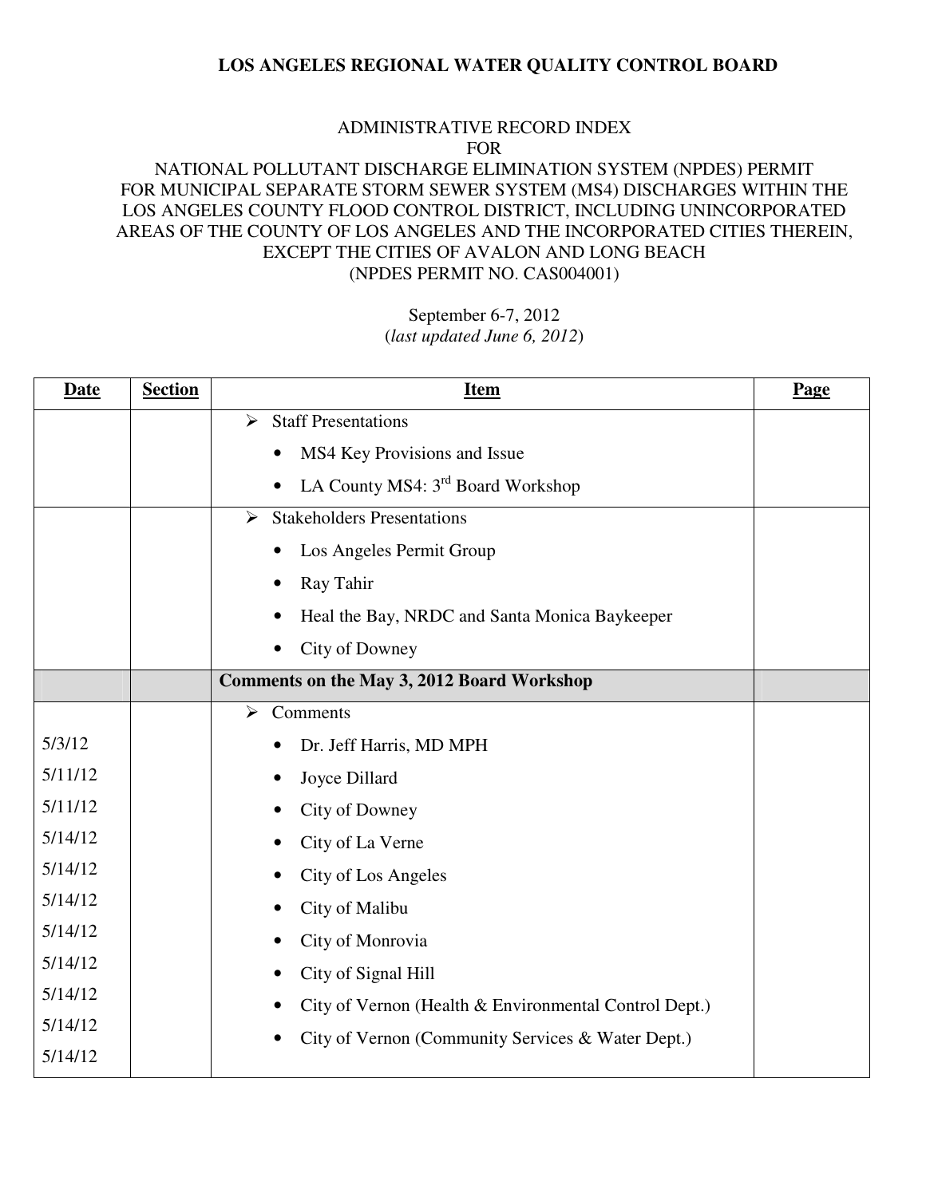**LOS ANGELES REGIONAL WATER QUALITY CONTROL BOARD**

ADMINISTRATIVE RECORD INDEX
FOR
NATIONAL POLLUTANT DISCHARGE ELIMINATION SYSTEM (NPDES) PERMIT
FOR MUNICIPAL SEPARATE STORM SEWER SYSTEM (MS4) DISCHARGES WITHIN THE
LOS ANGELES COUNTY FLOOD CONTROL DISTRICT, INCLUDING UNINCORPORATED
AREAS OF THE COUNTY OF LOS ANGELES AND THE INCORPORATED CITIES THEREIN,
EXCEPT THE CITIES OF AVALON AND LONG BEACH
(NPDES PERMIT NO. CAS004001)

September 6-7, 2012
(*last updated June 6, 2012*)

| Date | Section | Item | Page |
|---|---|---|---|
| | | ➢ Staff Presentations | |
| | | • MS4 Key Provisions and Issue | |
| | | • LA County MS4: 3rd Board Workshop | |
| | | ➢ Stakeholders Presentations | |
| | | • Los Angeles Permit Group | |
| | | • Ray Tahir | |
| | | • Heal the Bay, NRDC and Santa Monica Baykeeper | |
| | | • City of Downey | |
| | | **Comments on the May 3, 2012 Board Workshop** | |
| | | ➢ Comments | |
| 5/3/12 | | • Dr. Jeff Harris, MD MPH | |
| 5/11/12 | | • Joyce Dillard | |
| 5/11/12 | | • City of Downey | |
| 5/14/12 | | • City of La Verne | |
| 5/14/12 | | • City of Los Angeles | |
| 5/14/12 | | • City of Malibu | |
| 5/14/12 | | • City of Monrovia | |
| 5/14/12 | | • City of Signal Hill | |
| 5/14/12 | | • City of Vernon (Health & Environmental Control Dept.) | |
| 5/14/12 | | • City of Vernon (Community Services & Water Dept.) | |
| 5/14/12 | | | |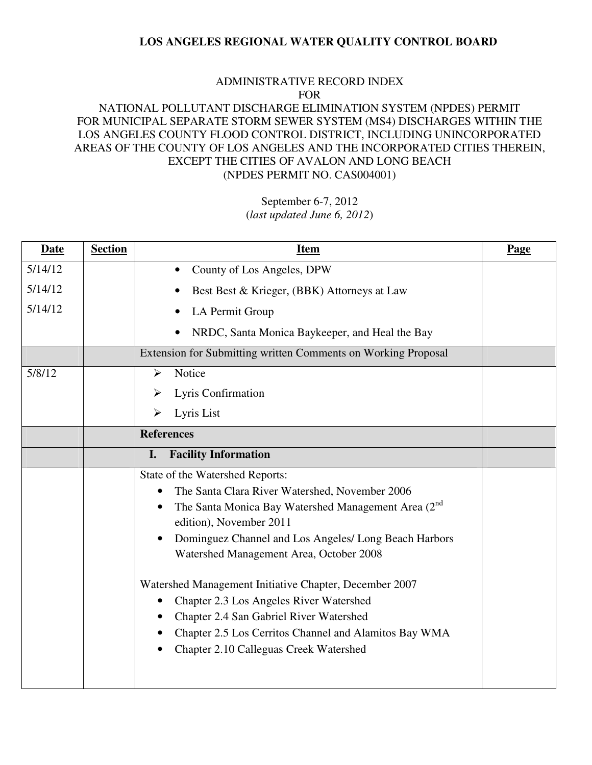**LOS ANGELES REGIONAL WATER QUALITY CONTROL BOARD**

ADMINISTRATIVE RECORD INDEX
FOR
NATIONAL POLLUTANT DISCHARGE ELIMINATION SYSTEM (NPDES) PERMIT
FOR MUNICIPAL SEPARATE STORM SEWER SYSTEM (MS4) DISCHARGES WITHIN THE LOS ANGELES COUNTY FLOOD CONTROL DISTRICT, INCLUDING UNINCORPORATED AREAS OF THE COUNTY OF LOS ANGELES AND THE INCORPORATED CITIES THEREIN, EXCEPT THE CITIES OF AVALON AND LONG BEACH
(NPDES PERMIT NO. CAS004001)

September 6-7, 2012
(*last updated June 6, 2012*)

| Date | Section | Item | Page |
|---|---|---|---|
| 5/14/12<br>5/14/12<br>5/14/12 | | • County of Los Angeles, DPW<br>• Best Best & Krieger, (BBK) Attorneys at Law<br>• LA Permit Group<br>• NRDC, Santa Monica Baykeeper, and Heal the Bay | |
| | | Extension for Submitting written Comments on Working Proposal | |
| 5/8/12 | | ➢ Notice<br>➢ Lyris Confirmation<br>➢ Lyris List | |
| | | **References** | |
| | | **I. Facility Information** | |
| | | State of the Watershed Reports:<br>• The Santa Clara River Watershed, November 2006<br>• The Santa Monica Bay Watershed Management Area (2nd edition), November 2011<br>• Dominguez Channel and Los Angeles/ Long Beach Harbors Watershed Management Area, October 2008<br><br>Watershed Management Initiative Chapter, December 2007<br>• Chapter 2.3 Los Angeles River Watershed<br>• Chapter 2.4 San Gabriel River Watershed<br>• Chapter 2.5 Los Cerritos Channel and Alamitos Bay WMA<br>• Chapter 2.10 Calleguas Creek Watershed | |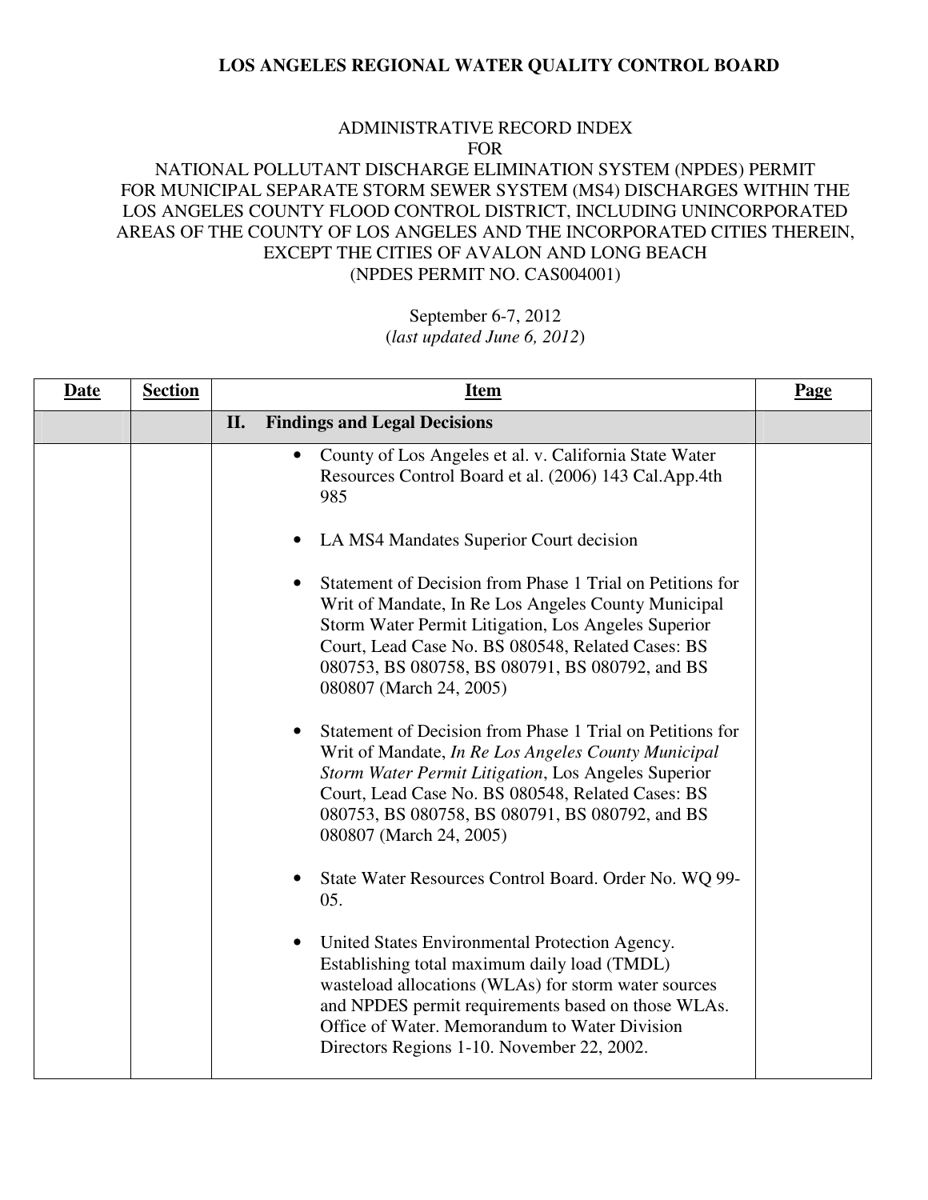**LOS ANGELES REGIONAL WATER QUALITY CONTROL BOARD**

ADMINISTRATIVE RECORD INDEX
FOR
NATIONAL POLLUTANT DISCHARGE ELIMINATION SYSTEM (NPDES) PERMIT
FOR MUNICIPAL SEPARATE STORM SEWER SYSTEM (MS4) DISCHARGES WITHIN THE
LOS ANGELES COUNTY FLOOD CONTROL DISTRICT, INCLUDING UNINCORPORATED
AREAS OF THE COUNTY OF LOS ANGELES AND THE INCORPORATED CITIES THEREIN,
EXCEPT THE CITIES OF AVALON AND LONG BEACH
(NPDES PERMIT NO. CAS004001)

September 6-7, 2012
(*last updated June 6, 2012*)

| Date | Section | Item | Page |
|---|---|---|---|
| | | **II. Findings and Legal Decisions** | |
| | | • County of Los Angeles et al. v. California State Water Resources Control Board et al. (2006) 143 Cal.App.4th 985<br><br>• LA MS4 Mandates Superior Court decision<br><br>• Statement of Decision from Phase 1 Trial on Petitions for Writ of Mandate, In Re Los Angeles County Municipal Storm Water Permit Litigation, Los Angeles Superior Court, Lead Case No. BS 080548, Related Cases: BS 080753, BS 080758, BS 080791, BS 080792, and BS 080807 (March 24, 2005)<br><br>• Statement of Decision from Phase 1 Trial on Petitions for Writ of Mandate, *In Re Los Angeles County Municipal Storm Water Permit Litigation*, Los Angeles Superior Court, Lead Case No. BS 080548, Related Cases: BS 080753, BS 080758, BS 080791, BS 080792, and BS 080807 (March 24, 2005)<br><br>• State Water Resources Control Board. Order No. WQ 99-05.<br><br>• United States Environmental Protection Agency. Establishing total maximum daily load (TMDL) wasteload allocations (WLAs) for storm water sources and NPDES permit requirements based on those WLAs. Office of Water. Memorandum to Water Division Directors Regions 1-10. November 22, 2002. | |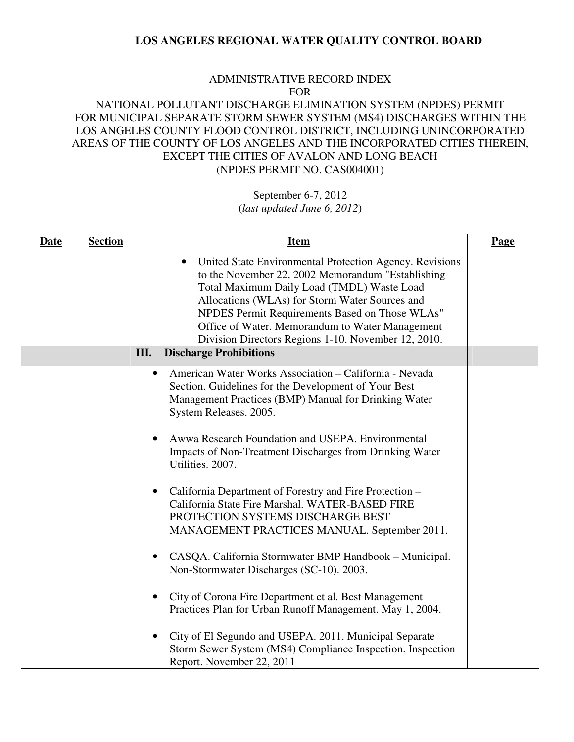**LOS ANGELES REGIONAL WATER QUALITY CONTROL BOARD**

ADMINISTRATIVE RECORD INDEX
FOR
NATIONAL POLLUTANT DISCHARGE ELIMINATION SYSTEM (NPDES) PERMIT
FOR MUNICIPAL SEPARATE STORM SEWER SYSTEM (MS4) DISCHARGES WITHIN THE LOS ANGELES COUNTY FLOOD CONTROL DISTRICT, INCLUDING UNINCORPORATED AREAS OF THE COUNTY OF LOS ANGELES AND THE INCORPORATED CITIES THEREIN, EXCEPT THE CITIES OF AVALON AND LONG BEACH
(NPDES PERMIT NO. CAS004001)

September 6-7, 2012
(*last updated June 6, 2012*)

| Date | Section | Item | Page |
|---|---|---|---|
| | | • United State Environmental Protection Agency. Revisions to the November 22, 2002 Memorandum "Establishing Total Maximum Daily Load (TMDL) Waste Load Allocations (WLAs) for Storm Water Sources and NPDES Permit Requirements Based on Those WLAs" Office of Water. Memorandum to Water Management Division Directors Regions 1-10. November 12, 2010. | |
| | | **III. Discharge Prohibitions** | |
| | | • American Water Works Association – California - Nevada Section. Guidelines for the Development of Your Best Management Practices (BMP) Manual for Drinking Water System Releases. 2005.<br><br>• Awwa Research Foundation and USEPA. Environmental Impacts of Non-Treatment Discharges from Drinking Water Utilities. 2007.<br><br>• California Department of Forestry and Fire Protection – California State Fire Marshal. WATER-BASED FIRE PROTECTION SYSTEMS DISCHARGE BEST MANAGEMENT PRACTICES MANUAL. September 2011.<br><br>• CASQA. California Stormwater BMP Handbook – Municipal. Non-Stormwater Discharges (SC-10). 2003.<br><br>• City of Corona Fire Department et al. Best Management Practices Plan for Urban Runoff Management. May 1, 2004.<br><br>• City of El Segundo and USEPA. 2011. Municipal Separate Storm Sewer System (MS4) Compliance Inspection. Inspection Report. November 22, 2011 | |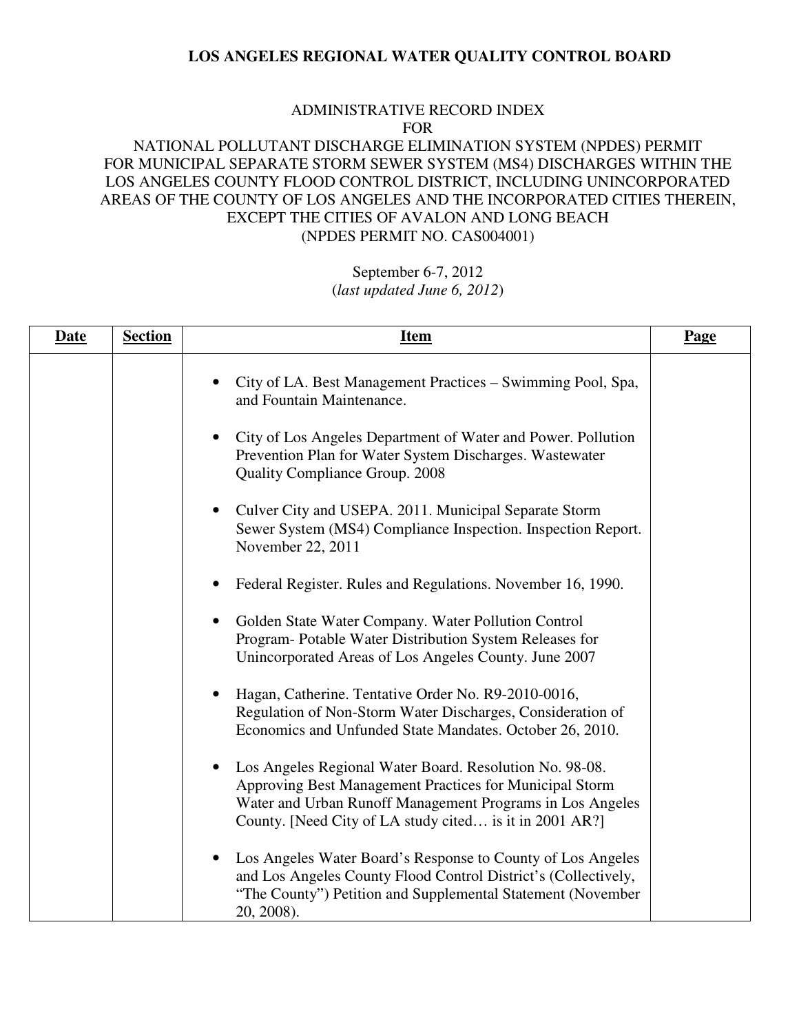**LOS ANGELES REGIONAL WATER QUALITY CONTROL BOARD**

ADMINISTRATIVE RECORD INDEX
FOR
NATIONAL POLLUTANT DISCHARGE ELIMINATION SYSTEM (NPDES) PERMIT
FOR MUNICIPAL SEPARATE STORM SEWER SYSTEM (MS4) DISCHARGES WITHIN THE LOS ANGELES COUNTY FLOOD CONTROL DISTRICT, INCLUDING UNINCORPORATED AREAS OF THE COUNTY OF LOS ANGELES AND THE INCORPORATED CITIES THEREIN, EXCEPT THE CITIES OF AVALON AND LONG BEACH
(NPDES PERMIT NO. CAS004001)

September 6-7, 2012
(*last updated June 6, 2012*)

| Date | Section | Item | Page |
|---|---|---|---|
| | | • City of LA. Best Management Practices – Swimming Pool, Spa, and Fountain Maintenance.<br><br>• City of Los Angeles Department of Water and Power. Pollution Prevention Plan for Water System Discharges. Wastewater Quality Compliance Group. 2008<br><br>• Culver City and USEPA. 2011. Municipal Separate Storm Sewer System (MS4) Compliance Inspection. Inspection Report. November 22, 2011<br><br>• Federal Register. Rules and Regulations. November 16, 1990.<br><br>• Golden State Water Company. Water Pollution Control Program- Potable Water Distribution System Releases for Unincorporated Areas of Los Angeles County. June 2007<br><br>• Hagan, Catherine. Tentative Order No. R9-2010-0016, Regulation of Non-Storm Water Discharges, Consideration of Economics and Unfunded State Mandates. October 26, 2010.<br><br>• Los Angeles Regional Water Board. Resolution No. 98-08. Approving Best Management Practices for Municipal Storm Water and Urban Runoff Management Programs in Los Angeles County. [Need City of LA study cited… is it in 2001 AR?]<br><br>• Los Angeles Water Board's Response to County of Los Angeles and Los Angeles County Flood Control District's (Collectively, "The County") Petition and Supplemental Statement (November 20, 2008). | |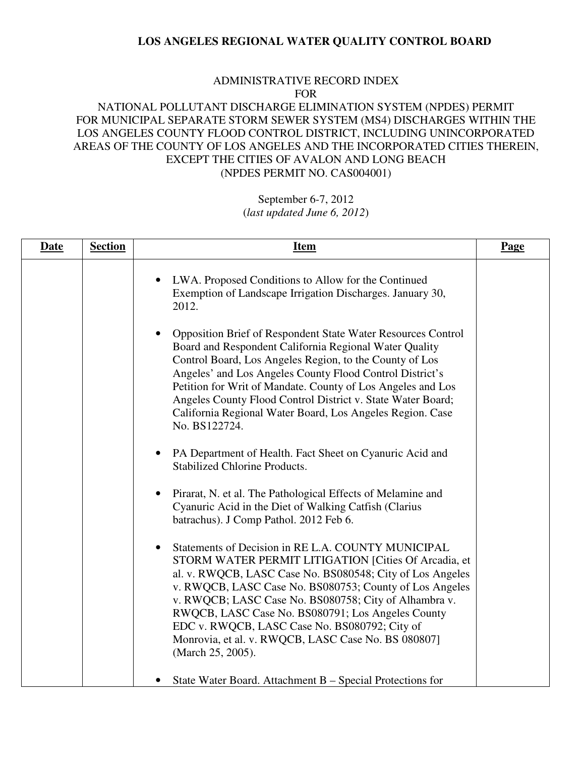**LOS ANGELES REGIONAL WATER QUALITY CONTROL BOARD**

ADMINISTRATIVE RECORD INDEX
FOR
NATIONAL POLLUTANT DISCHARGE ELIMINATION SYSTEM (NPDES) PERMIT
FOR MUNICIPAL SEPARATE STORM SEWER SYSTEM (MS4) DISCHARGES WITHIN THE
LOS ANGELES COUNTY FLOOD CONTROL DISTRICT, INCLUDING UNINCORPORATED
AREAS OF THE COUNTY OF LOS ANGELES AND THE INCORPORATED CITIES THEREIN,
EXCEPT THE CITIES OF AVALON AND LONG BEACH
(NPDES PERMIT NO. CAS004001)

September 6-7, 2012
(*last updated June 6, 2012*)

| Date | Section | Item | Page |
|---|---|---|---|
| | | • LWA. Proposed Conditions to Allow for the Continued Exemption of Landscape Irrigation Discharges. January 30, 2012.<br><br>• Opposition Brief of Respondent State Water Resources Control Board and Respondent California Regional Water Quality Control Board, Los Angeles Region, to the County of Los Angeles' and Los Angeles County Flood Control District's Petition for Writ of Mandate. County of Los Angeles and Los Angeles County Flood Control District v. State Water Board; California Regional Water Board, Los Angeles Region. Case No. BS122724.<br><br>• PA Department of Health. Fact Sheet on Cyanuric Acid and Stabilized Chlorine Products.<br><br>• Pirarat, N. et al. The Pathological Effects of Melamine and Cyanuric Acid in the Diet of Walking Catfish (Clarius batrachus). J Comp Pathol. 2012 Feb 6.<br><br>• Statements of Decision in RE L.A. COUNTY MUNICIPAL STORM WATER PERMIT LITIGATION [Cities Of Arcadia, et al. v. RWQCB, LASC Case No. BS080548; City of Los Angeles v. RWQCB, LASC Case No. BS080753; County of Los Angeles v. RWQCB; LASC Case No. BS080758; City of Alhambra v. RWQCB, LASC Case No. BS080791; Los Angeles County EDC v. RWQCB, LASC Case No. BS080792; City of Monrovia, et al. v. RWQCB, LASC Case No. BS 080807] (March 25, 2005).<br><br>• State Water Board. Attachment B – Special Protections for | |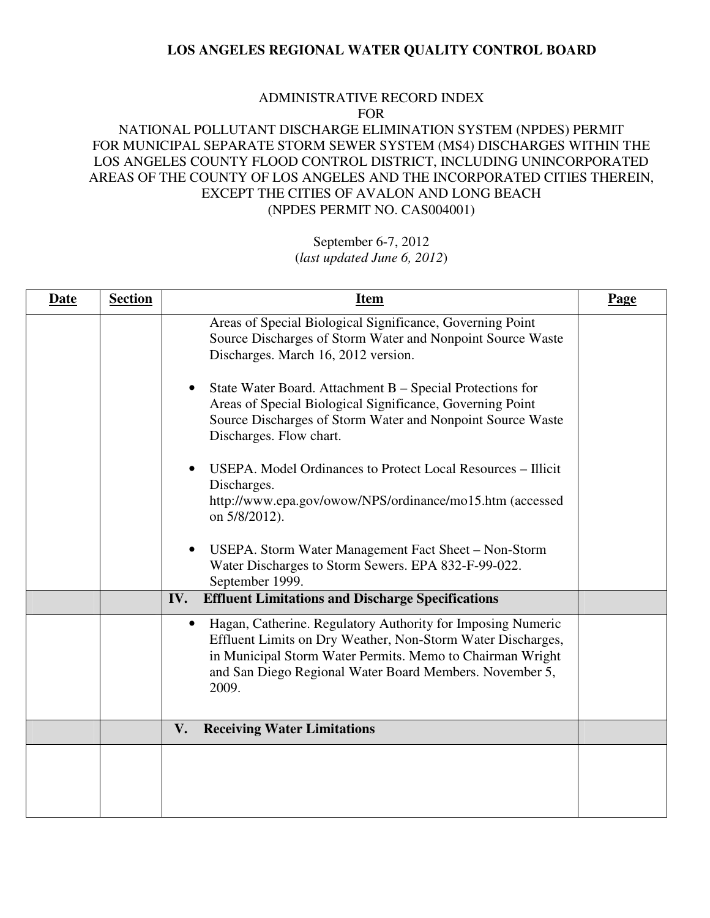**LOS ANGELES REGIONAL WATER QUALITY CONTROL BOARD**

ADMINISTRATIVE RECORD INDEX
FOR
NATIONAL POLLUTANT DISCHARGE ELIMINATION SYSTEM (NPDES) PERMIT
FOR MUNICIPAL SEPARATE STORM SEWER SYSTEM (MS4) DISCHARGES WITHIN THE LOS ANGELES COUNTY FLOOD CONTROL DISTRICT, INCLUDING UNINCORPORATED AREAS OF THE COUNTY OF LOS ANGELES AND THE INCORPORATED CITIES THEREIN, EXCEPT THE CITIES OF AVALON AND LONG BEACH
(NPDES PERMIT NO. CAS004001)

September 6-7, 2012
(*last updated June 6, 2012*)

| **Date** | **Section** | **Item** | **Page** |
|---|---|---|---|
| | | Areas of Special Biological Significance, Governing Point Source Discharges of Storm Water and Nonpoint Source Waste Discharges. March 16, 2012 version.<br><br>• State Water Board. Attachment B – Special Protections for Areas of Special Biological Significance, Governing Point Source Discharges of Storm Water and Nonpoint Source Waste Discharges. Flow chart.<br><br>• USEPA. Model Ordinances to Protect Local Resources – Illicit Discharges. http://www.epa.gov/owow/NPS/ordinance/mo15.htm (accessed on 5/8/2012).<br><br>• USEPA. Storm Water Management Fact Sheet – Non-Storm Water Discharges to Storm Sewers. EPA 832-F-99-022. September 1999. | |
| | | **IV. Effluent Limitations and Discharge Specifications** | |
| | | • Hagan, Catherine. Regulatory Authority for Imposing Numeric Effluent Limits on Dry Weather, Non-Storm Water Discharges, in Municipal Storm Water Permits. Memo to Chairman Wright and San Diego Regional Water Board Members. November 5, 2009. | |
| | | **V. Receiving Water Limitations** | |
| | | | |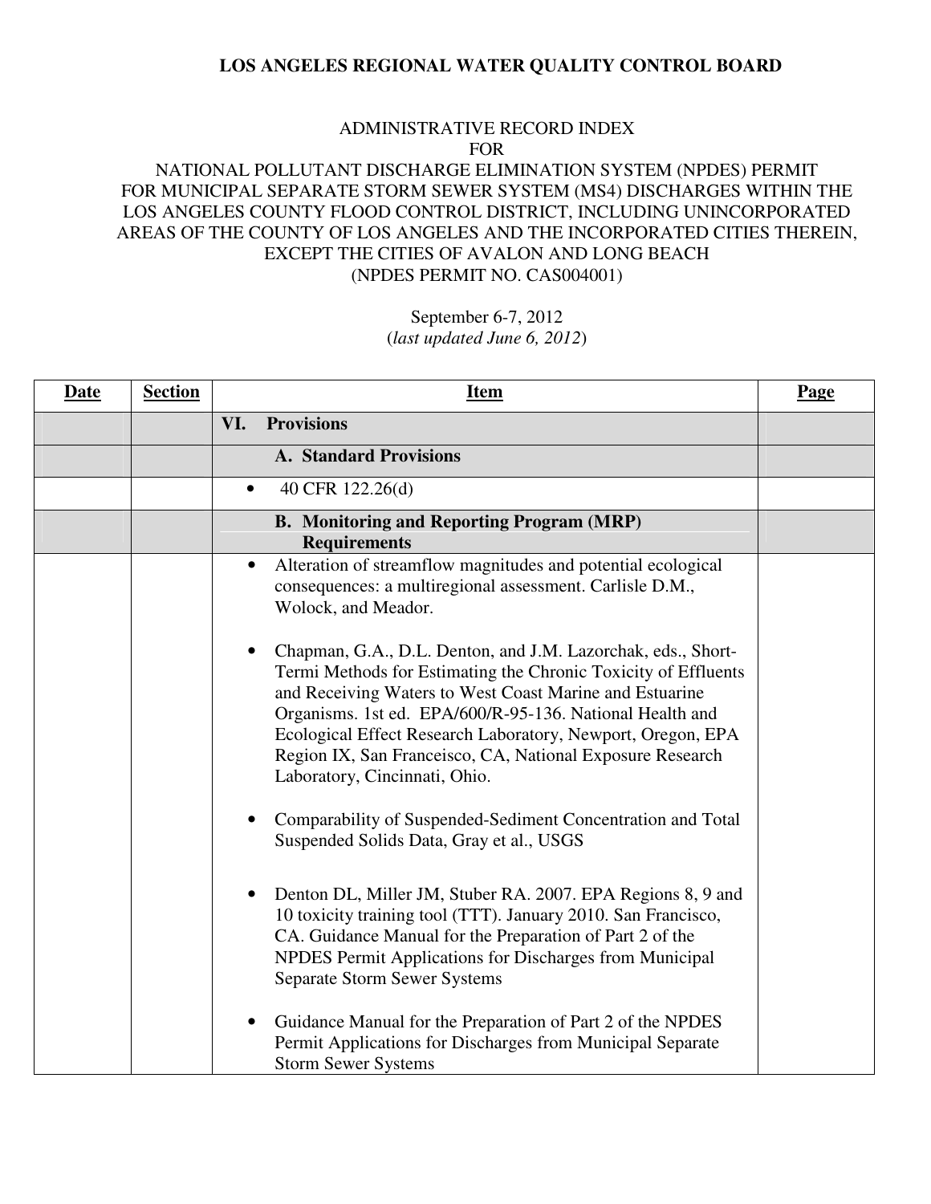**LOS ANGELES REGIONAL WATER QUALITY CONTROL BOARD**

ADMINISTRATIVE RECORD INDEX
FOR
NATIONAL POLLUTANT DISCHARGE ELIMINATION SYSTEM (NPDES) PERMIT
FOR MUNICIPAL SEPARATE STORM SEWER SYSTEM (MS4) DISCHARGES WITHIN THE LOS ANGELES COUNTY FLOOD CONTROL DISTRICT, INCLUDING UNINCORPORATED AREAS OF THE COUNTY OF LOS ANGELES AND THE INCORPORATED CITIES THEREIN, EXCEPT THE CITIES OF AVALON AND LONG BEACH
(NPDES PERMIT NO. CAS004001)

September 6-7, 2012
(*last updated June 6, 2012*)

| Date | Section | Item | Page |
|---|---|---|---|
| | | **VI. Provisions** | |
| | | **A. Standard Provisions** | |
| | | • 40 CFR 122.26(d) | |
| | | **B. Monitoring and Reporting Program (MRP) Requirements** | |
| | | • Alteration of streamflow magnitudes and potential ecological consequences: a multiregional assessment. Carlisle D.M., Wolock, and Meador.<br><br>• Chapman, G.A., D.L. Denton, and J.M. Lazorchak, eds., Short-Termi Methods for Estimating the Chronic Toxicity of Effluents and Receiving Waters to West Coast Marine and Estuarine Organisms. 1st ed. EPA/600/R-95-136. National Health and Ecological Effect Research Laboratory, Newport, Oregon, EPA Region IX, San Franceisco, CA, National Exposure Research Laboratory, Cincinnati, Ohio.<br><br>• Comparability of Suspended-Sediment Concentration and Total Suspended Solids Data, Gray et al., USGS<br><br>• Denton DL, Miller JM, Stuber RA. 2007. EPA Regions 8, 9 and 10 toxicity training tool (TTT). January 2010. San Francisco, CA. Guidance Manual for the Preparation of Part 2 of the NPDES Permit Applications for Discharges from Municipal Separate Storm Sewer Systems<br><br>• Guidance Manual for the Preparation of Part 2 of the NPDES Permit Applications for Discharges from Municipal Separate Storm Sewer Systems | |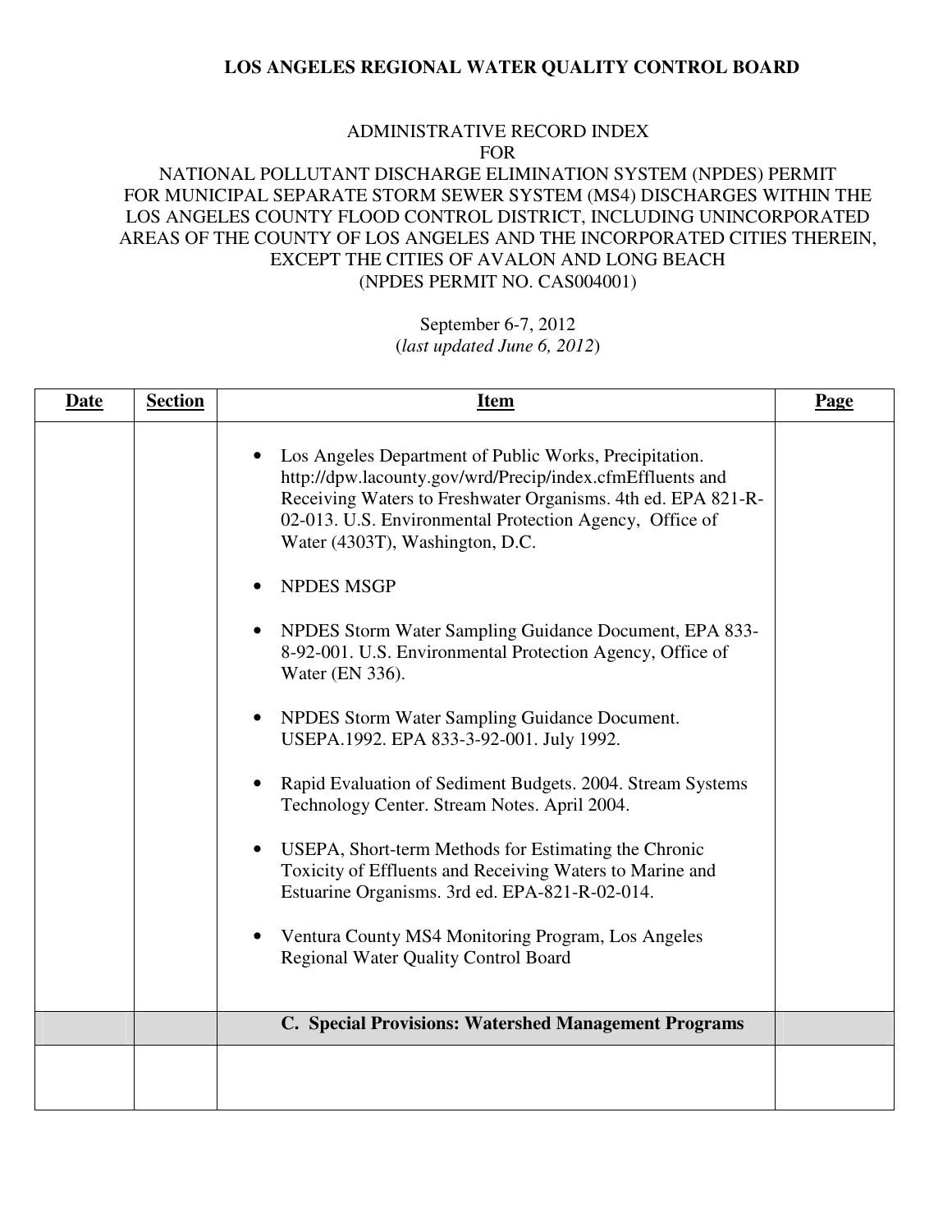**LOS ANGELES REGIONAL WATER QUALITY CONTROL BOARD**

ADMINISTRATIVE RECORD INDEX
FOR
NATIONAL POLLUTANT DISCHARGE ELIMINATION SYSTEM (NPDES) PERMIT
FOR MUNICIPAL SEPARATE STORM SEWER SYSTEM (MS4) DISCHARGES WITHIN THE LOS ANGELES COUNTY FLOOD CONTROL DISTRICT, INCLUDING UNINCORPORATED AREAS OF THE COUNTY OF LOS ANGELES AND THE INCORPORATED CITIES THEREIN, EXCEPT THE CITIES OF AVALON AND LONG BEACH
(NPDES PERMIT NO. CAS004001)

September 6-7, 2012
(*last updated June 6, 2012*)

| Date | Section | Item | Page |
|---|---|---|---|
| | | • Los Angeles Department of Public Works, Precipitation. http://dpw.lacounty.gov/wrd/Precip/index.cfmEffluents and Receiving Waters to Freshwater Organisms. 4th ed. EPA 821-R-02-013. U.S. Environmental Protection Agency, Office of Water (4303T), Washington, D.C.<br><br>• NPDES MSGP<br><br>• NPDES Storm Water Sampling Guidance Document, EPA 833-8-92-001. U.S. Environmental Protection Agency, Office of Water (EN 336).<br><br>• NPDES Storm Water Sampling Guidance Document. USEPA.1992. EPA 833-3-92-001. July 1992.<br><br>• Rapid Evaluation of Sediment Budgets. 2004. Stream Systems Technology Center. Stream Notes. April 2004.<br><br>• USEPA, Short-term Methods for Estimating the Chronic Toxicity of Effluents and Receiving Waters to Marine and Estuarine Organisms. 3rd ed. EPA-821-R-02-014.<br><br>• Ventura County MS4 Monitoring Program, Los Angeles Regional Water Quality Control Board | |
| | | **C. Special Provisions: Watershed Management Programs** | |
| | | | |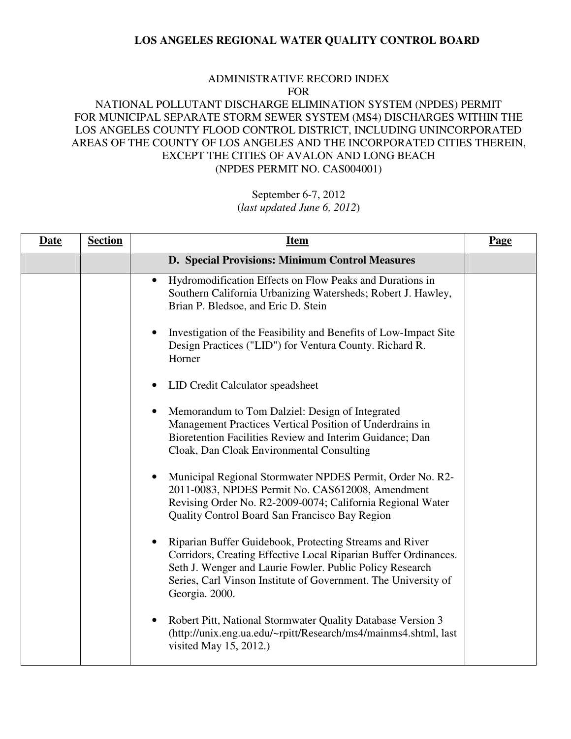**LOS ANGELES REGIONAL WATER QUALITY CONTROL BOARD**

ADMINISTRATIVE RECORD INDEX
FOR
NATIONAL POLLUTANT DISCHARGE ELIMINATION SYSTEM (NPDES) PERMIT
FOR MUNICIPAL SEPARATE STORM SEWER SYSTEM (MS4) DISCHARGES WITHIN THE LOS ANGELES COUNTY FLOOD CONTROL DISTRICT, INCLUDING UNINCORPORATED AREAS OF THE COUNTY OF LOS ANGELES AND THE INCORPORATED CITIES THEREIN, EXCEPT THE CITIES OF AVALON AND LONG BEACH
(NPDES PERMIT NO. CAS004001)

September 6-7, 2012
(*last updated June 6, 2012*)

| Date | Section | Item | Page |
|---|---|---|---|
| | | **D. Special Provisions: Minimum Control Measures** | |
| | | • Hydromodification Effects on Flow Peaks and Durations in Southern California Urbanizing Watersheds; Robert J. Hawley, Brian P. Bledsoe, and Eric D. Stein<br><br>• Investigation of the Feasibility and Benefits of Low-Impact Site Design Practices ("LID") for Ventura County. Richard R. Horner<br><br>• LID Credit Calculator speadsheet<br><br>• Memorandum to Tom Dalziel: Design of Integrated Management Practices Vertical Position of Underdrains in Bioretention Facilities Review and Interim Guidance; Dan Cloak, Dan Cloak Environmental Consulting<br><br>• Municipal Regional Stormwater NPDES Permit, Order No. R2-2011-0083, NPDES Permit No. CAS612008, Amendment Revising Order No. R2-2009-0074; California Regional Water Quality Control Board San Francisco Bay Region<br><br>• Riparian Buffer Guidebook, Protecting Streams and River Corridors, Creating Effective Local Riparian Buffer Ordinances. Seth J. Wenger and Laurie Fowler. Public Policy Research Series, Carl Vinson Institute of Government. The University of Georgia. 2000.<br><br>• Robert Pitt, National Stormwater Quality Database Version 3 (http://unix.eng.ua.edu/~rpitt/Research/ms4/mainms4.shtml, last visited May 15, 2012.) | |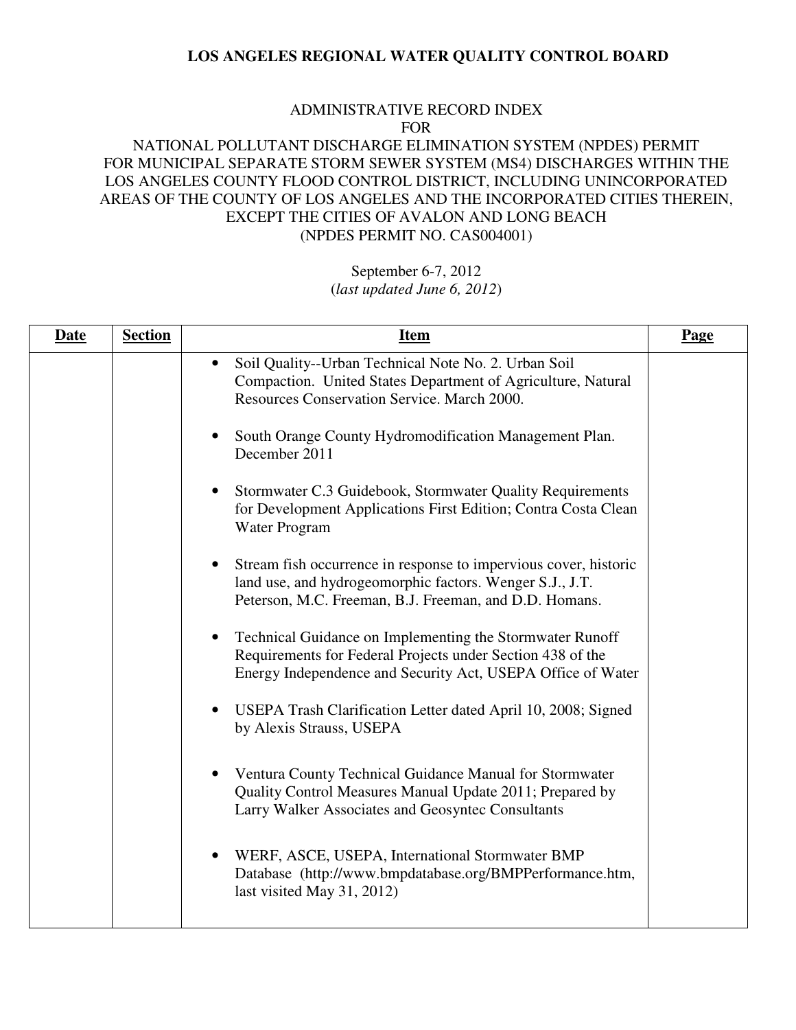**LOS ANGELES REGIONAL WATER QUALITY CONTROL BOARD**

ADMINISTRATIVE RECORD INDEX
FOR
NATIONAL POLLUTANT DISCHARGE ELIMINATION SYSTEM (NPDES) PERMIT
FOR MUNICIPAL SEPARATE STORM SEWER SYSTEM (MS4) DISCHARGES WITHIN THE
LOS ANGELES COUNTY FLOOD CONTROL DISTRICT, INCLUDING UNINCORPORATED
AREAS OF THE COUNTY OF LOS ANGELES AND THE INCORPORATED CITIES THEREIN,
EXCEPT THE CITIES OF AVALON AND LONG BEACH
(NPDES PERMIT NO. CAS004001)

September 6-7, 2012
(*last updated June 6, 2012*)

| Date | Section | Item | Page |
|---|---|---|---|
| | | • Soil Quality--Urban Technical Note No. 2. Urban Soil Compaction. United States Department of Agriculture, Natural Resources Conservation Service. March 2000.<br><br>• South Orange County Hydromodification Management Plan. December 2011<br><br>• Stormwater C.3 Guidebook, Stormwater Quality Requirements for Development Applications First Edition; Contra Costa Clean Water Program<br><br>• Stream fish occurrence in response to impervious cover, historic land use, and hydrogeomorphic factors. Wenger S.J., J.T. Peterson, M.C. Freeman, B.J. Freeman, and D.D. Homans.<br><br>• Technical Guidance on Implementing the Stormwater Runoff Requirements for Federal Projects under Section 438 of the Energy Independence and Security Act, USEPA Office of Water<br><br>• USEPA Trash Clarification Letter dated April 10, 2008; Signed by Alexis Strauss, USEPA<br><br>• Ventura County Technical Guidance Manual for Stormwater Quality Control Measures Manual Update 2011; Prepared by Larry Walker Associates and Geosyntec Consultants<br><br>• WERF, ASCE, USEPA, International Stormwater BMP Database (http://www.bmpdatabase.org/BMPPerformance.htm, last visited May 31, 2012) | |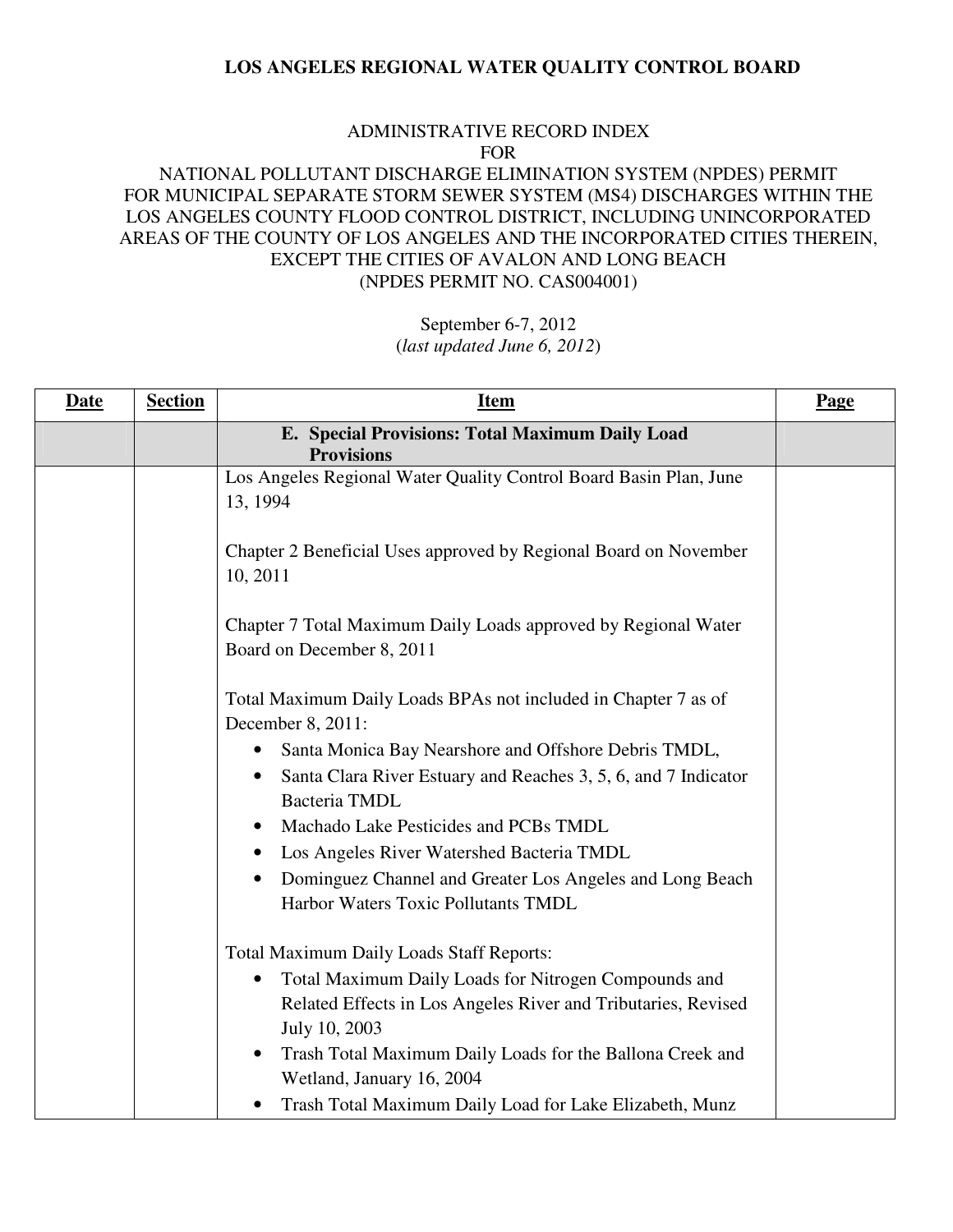**LOS ANGELES REGIONAL WATER QUALITY CONTROL BOARD**

ADMINISTRATIVE RECORD INDEX
FOR
NATIONAL POLLUTANT DISCHARGE ELIMINATION SYSTEM (NPDES) PERMIT
FOR MUNICIPAL SEPARATE STORM SEWER SYSTEM (MS4) DISCHARGES WITHIN THE LOS ANGELES COUNTY FLOOD CONTROL DISTRICT, INCLUDING UNINCORPORATED AREAS OF THE COUNTY OF LOS ANGELES AND THE INCORPORATED CITIES THEREIN, EXCEPT THE CITIES OF AVALON AND LONG BEACH
(NPDES PERMIT NO. CAS004001)

September 6-7, 2012
(*last updated June 6, 2012*)

| Date | Section | Item | Page |
|---|---|---|---|
| | | **E. Special Provisions: Total Maximum Daily Load Provisions** | |
| | | Los Angeles Regional Water Quality Control Board Basin Plan, June 13, 1994<br><br>Chapter 2 Beneficial Uses approved by Regional Board on November 10, 2011<br><br>Chapter 7 Total Maximum Daily Loads approved by Regional Water Board on December 8, 2011<br><br>Total Maximum Daily Loads BPAs not included in Chapter 7 as of December 8, 2011:<br>• Santa Monica Bay Nearshore and Offshore Debris TMDL,<br>• Santa Clara River Estuary and Reaches 3, 5, 6, and 7 Indicator Bacteria TMDL<br>• Machado Lake Pesticides and PCBs TMDL<br>• Los Angeles River Watershed Bacteria TMDL<br>• Dominguez Channel and Greater Los Angeles and Long Beach Harbor Waters Toxic Pollutants TMDL<br><br>Total Maximum Daily Loads Staff Reports:<br>• Total Maximum Daily Loads for Nitrogen Compounds and Related Effects in Los Angeles River and Tributaries, Revised July 10, 2003<br>• Trash Total Maximum Daily Loads for the Ballona Creek and Wetland, January 16, 2004<br>• Trash Total Maximum Daily Load for Lake Elizabeth, Munz | |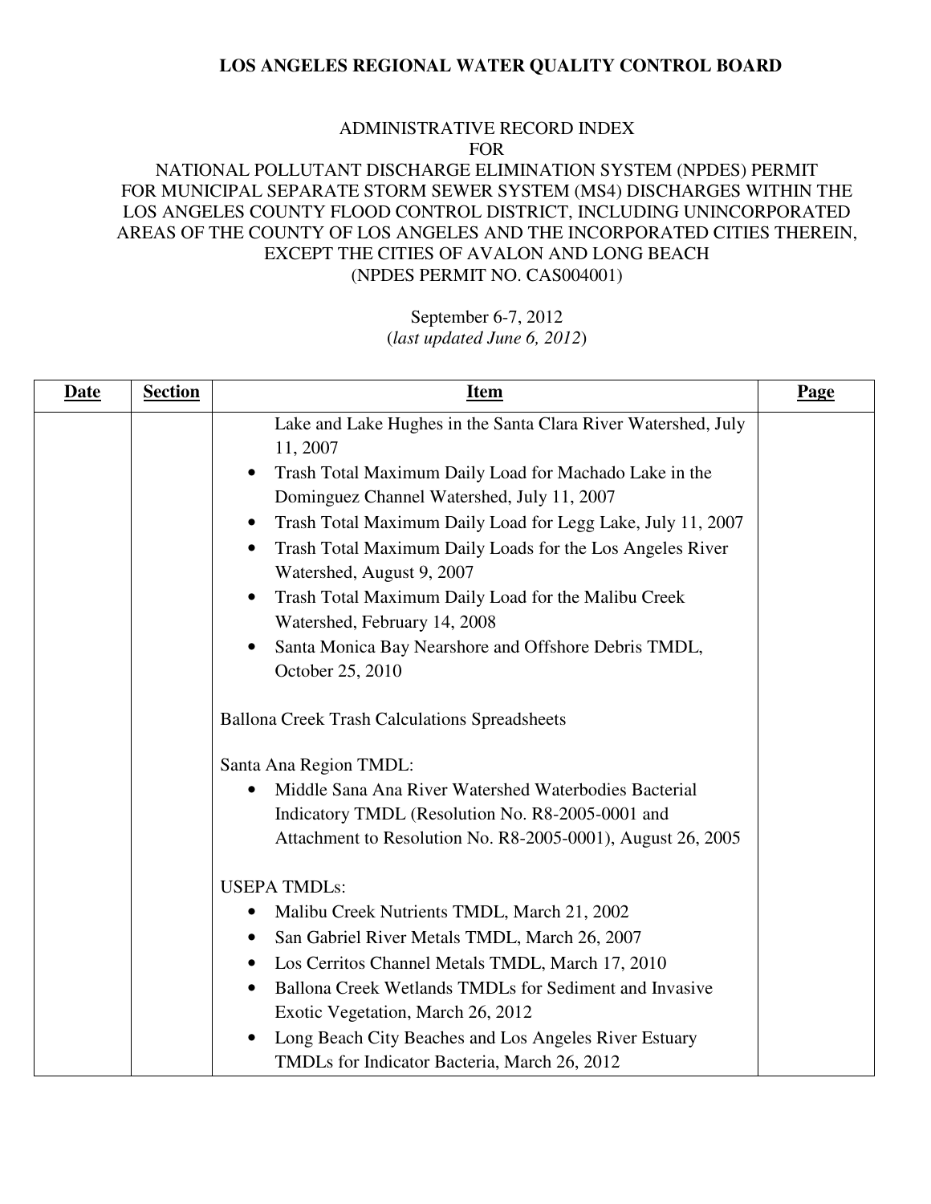**LOS ANGELES REGIONAL WATER QUALITY CONTROL BOARD**

ADMINISTRATIVE RECORD INDEX
FOR
NATIONAL POLLUTANT DISCHARGE ELIMINATION SYSTEM (NPDES) PERMIT
FOR MUNICIPAL SEPARATE STORM SEWER SYSTEM (MS4) DISCHARGES WITHIN THE LOS ANGELES COUNTY FLOOD CONTROL DISTRICT, INCLUDING UNINCORPORATED AREAS OF THE COUNTY OF LOS ANGELES AND THE INCORPORATED CITIES THEREIN, EXCEPT THE CITIES OF AVALON AND LONG BEACH
(NPDES PERMIT NO. CAS004001)

September 6-7, 2012
(*last updated June 6, 2012*)

| Date | Section | Item | Page |
|---|---|---|---|
| | | Lake and Lake Hughes in the Santa Clara River Watershed, July 11, 2007<br>• Trash Total Maximum Daily Load for Machado Lake in the Dominguez Channel Watershed, July 11, 2007<br>• Trash Total Maximum Daily Load for Legg Lake, July 11, 2007<br>• Trash Total Maximum Daily Loads for the Los Angeles River Watershed, August 9, 2007<br>• Trash Total Maximum Daily Load for the Malibu Creek Watershed, February 14, 2008<br>• Santa Monica Bay Nearshore and Offshore Debris TMDL, October 25, 2010<br><br>Ballona Creek Trash Calculations Spreadsheets<br><br>Santa Ana Region TMDL:<br>• Middle Sana Ana River Watershed Waterbodies Bacterial Indicatory TMDL (Resolution No. R8-2005-0001 and Attachment to Resolution No. R8-2005-0001), August 26, 2005<br><br>USEPA TMDLs:<br>• Malibu Creek Nutrients TMDL, March 21, 2002<br>• San Gabriel River Metals TMDL, March 26, 2007<br>• Los Cerritos Channel Metals TMDL, March 17, 2010<br>• Ballona Creek Wetlands TMDLs for Sediment and Invasive Exotic Vegetation, March 26, 2012<br>• Long Beach City Beaches and Los Angeles River Estuary TMDLs for Indicator Bacteria, March 26, 2012 | |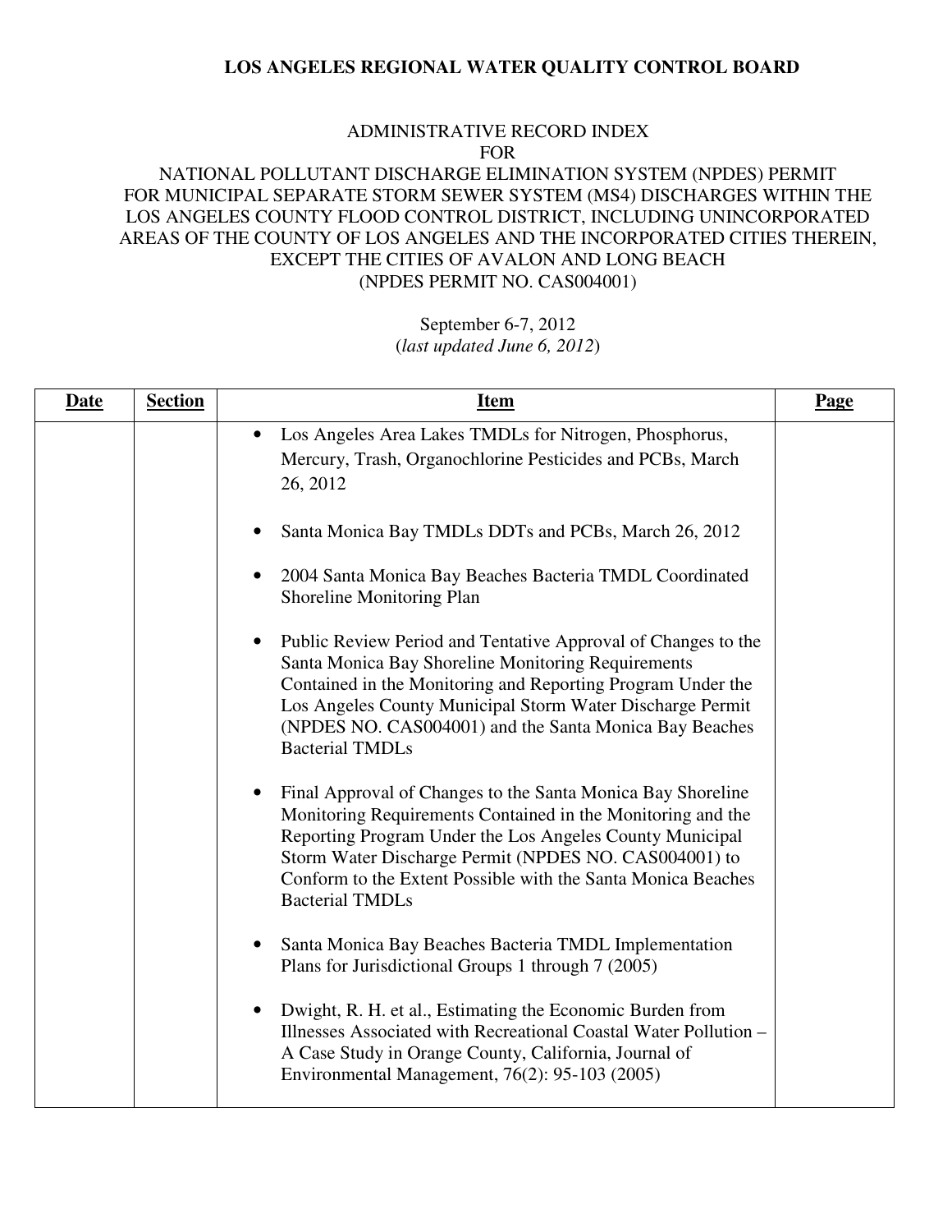**LOS ANGELES REGIONAL WATER QUALITY CONTROL BOARD**

ADMINISTRATIVE RECORD INDEX
FOR
NATIONAL POLLUTANT DISCHARGE ELIMINATION SYSTEM (NPDES) PERMIT
FOR MUNICIPAL SEPARATE STORM SEWER SYSTEM (MS4) DISCHARGES WITHIN THE
LOS ANGELES COUNTY FLOOD CONTROL DISTRICT, INCLUDING UNINCORPORATED
AREAS OF THE COUNTY OF LOS ANGELES AND THE INCORPORATED CITIES THEREIN,
EXCEPT THE CITIES OF AVALON AND LONG BEACH
(NPDES PERMIT NO. CAS004001)

September 6-7, 2012
(*last updated June 6, 2012*)

| Date | Section | Item | Page |
|---|---|---|---|
| | | • Los Angeles Area Lakes TMDLs for Nitrogen, Phosphorus, Mercury, Trash, Organochlorine Pesticides and PCBs, March 26, 2012<br><br>• Santa Monica Bay TMDLs DDTs and PCBs, March 26, 2012<br><br>• 2004 Santa Monica Bay Beaches Bacteria TMDL Coordinated Shoreline Monitoring Plan<br><br>• Public Review Period and Tentative Approval of Changes to the Santa Monica Bay Shoreline Monitoring Requirements Contained in the Monitoring and Reporting Program Under the Los Angeles County Municipal Storm Water Discharge Permit (NPDES NO. CAS004001) and the Santa Monica Bay Beaches Bacterial TMDLs<br><br>• Final Approval of Changes to the Santa Monica Bay Shoreline Monitoring Requirements Contained in the Monitoring and the Reporting Program Under the Los Angeles County Municipal Storm Water Discharge Permit (NPDES NO. CAS004001) to Conform to the Extent Possible with the Santa Monica Beaches Bacterial TMDLs<br><br>• Santa Monica Bay Beaches Bacteria TMDL Implementation Plans for Jurisdictional Groups 1 through 7 (2005)<br><br>• Dwight, R. H. et al., Estimating the Economic Burden from Illnesses Associated with Recreational Coastal Water Pollution – A Case Study in Orange County, California, Journal of Environmental Management, 76(2): 95-103 (2005) | |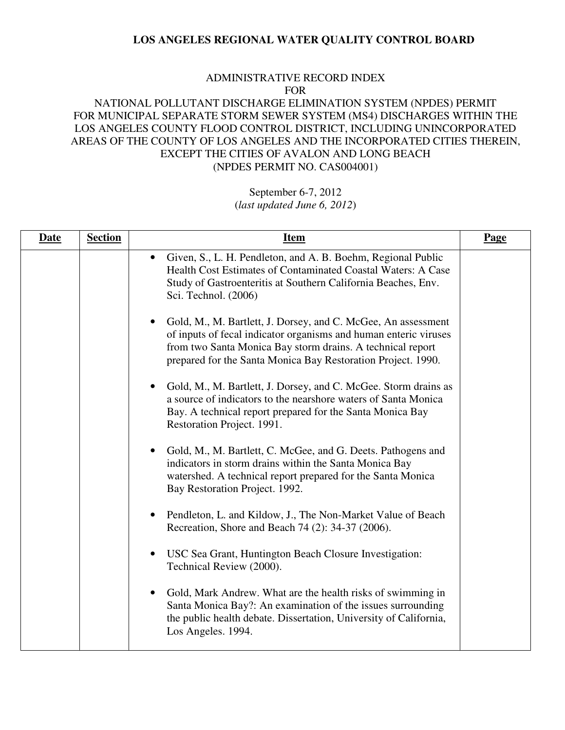**LOS ANGELES REGIONAL WATER QUALITY CONTROL BOARD**

ADMINISTRATIVE RECORD INDEX
FOR
NATIONAL POLLUTANT DISCHARGE ELIMINATION SYSTEM (NPDES) PERMIT
FOR MUNICIPAL SEPARATE STORM SEWER SYSTEM (MS4) DISCHARGES WITHIN THE
LOS ANGELES COUNTY FLOOD CONTROL DISTRICT, INCLUDING UNINCORPORATED
AREAS OF THE COUNTY OF LOS ANGELES AND THE INCORPORATED CITIES THEREIN,
EXCEPT THE CITIES OF AVALON AND LONG BEACH
(NPDES PERMIT NO. CAS004001)

September 6-7, 2012
(*last updated June 6, 2012*)

| Date | Section | Item | Page |
|---|---|---|---|
| | | • Given, S., L. H. Pendleton, and A. B. Boehm, Regional Public Health Cost Estimates of Contaminated Coastal Waters: A Case Study of Gastroenteritis at Southern California Beaches, Env. Sci. Technol. (2006)<br><br>• Gold, M., M. Bartlett, J. Dorsey, and C. McGee, An assessment of inputs of fecal indicator organisms and human enteric viruses from two Santa Monica Bay storm drains. A technical report prepared for the Santa Monica Bay Restoration Project. 1990.<br><br>• Gold, M., M. Bartlett, J. Dorsey, and C. McGee. Storm drains as a source of indicators to the nearshore waters of Santa Monica Bay. A technical report prepared for the Santa Monica Bay Restoration Project. 1991.<br><br>• Gold, M., M. Bartlett, C. McGee, and G. Deets. Pathogens and indicators in storm drains within the Santa Monica Bay watershed. A technical report prepared for the Santa Monica Bay Restoration Project. 1992.<br><br>• Pendleton, L. and Kildow, J., The Non-Market Value of Beach Recreation, Shore and Beach 74 (2): 34-37 (2006).<br><br>• USC Sea Grant, Huntington Beach Closure Investigation: Technical Review (2000).<br><br>• Gold, Mark Andrew. What are the health risks of swimming in Santa Monica Bay?: An examination of the issues surrounding the public health debate. Dissertation, University of California, Los Angeles. 1994. | |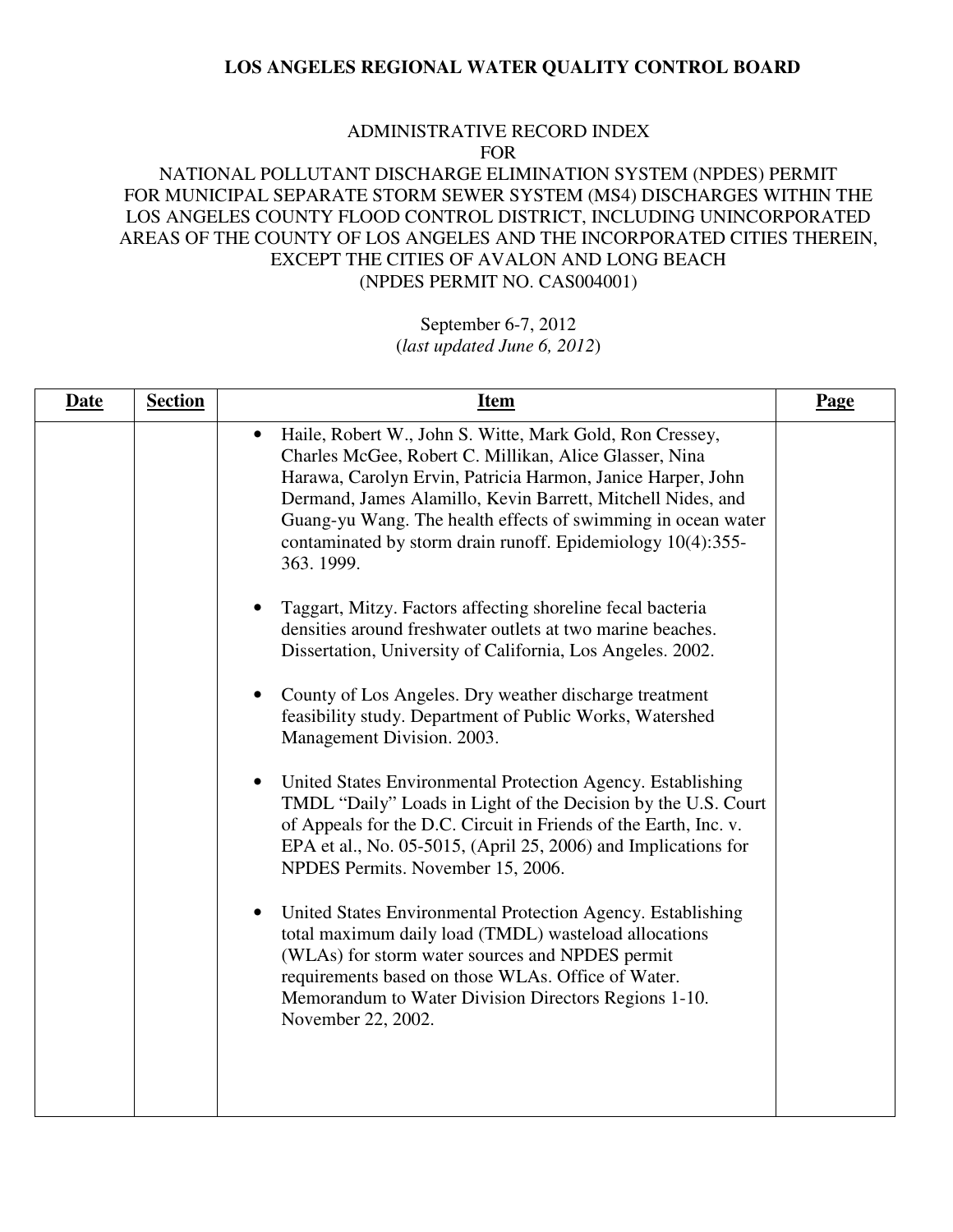**LOS ANGELES REGIONAL WATER QUALITY CONTROL BOARD**

ADMINISTRATIVE RECORD INDEX
FOR
NATIONAL POLLUTANT DISCHARGE ELIMINATION SYSTEM (NPDES) PERMIT
FOR MUNICIPAL SEPARATE STORM SEWER SYSTEM (MS4) DISCHARGES WITHIN THE LOS ANGELES COUNTY FLOOD CONTROL DISTRICT, INCLUDING UNINCORPORATED AREAS OF THE COUNTY OF LOS ANGELES AND THE INCORPORATED CITIES THEREIN, EXCEPT THE CITIES OF AVALON AND LONG BEACH
(NPDES PERMIT NO. CAS004001)

September 6-7, 2012
(*last updated June 6, 2012*)

| Date | Section | Item | Page |
|---|---|---|---|
| | | • Haile, Robert W., John S. Witte, Mark Gold, Ron Cressey, Charles McGee, Robert C. Millikan, Alice Glasser, Nina Harawa, Carolyn Ervin, Patricia Harmon, Janice Harper, John Dermand, James Alamillo, Kevin Barrett, Mitchell Nides, and Guang-yu Wang. The health effects of swimming in ocean water contaminated by storm drain runoff. Epidemiology 10(4):355-363. 1999.<br><br>• Taggart, Mitzy. Factors affecting shoreline fecal bacteria densities around freshwater outlets at two marine beaches. Dissertation, University of California, Los Angeles. 2002.<br><br>• County of Los Angeles. Dry weather discharge treatment feasibility study. Department of Public Works, Watershed Management Division. 2003.<br><br>• United States Environmental Protection Agency. Establishing TMDL "Daily" Loads in Light of the Decision by the U.S. Court of Appeals for the D.C. Circuit in Friends of the Earth, Inc. v. EPA et al., No. 05-5015, (April 25, 2006) and Implications for NPDES Permits. November 15, 2006.<br><br>• United States Environmental Protection Agency. Establishing total maximum daily load (TMDL) wasteload allocations (WLAs) for storm water sources and NPDES permit requirements based on those WLAs. Office of Water. Memorandum to Water Division Directors Regions 1-10. November 22, 2002. | |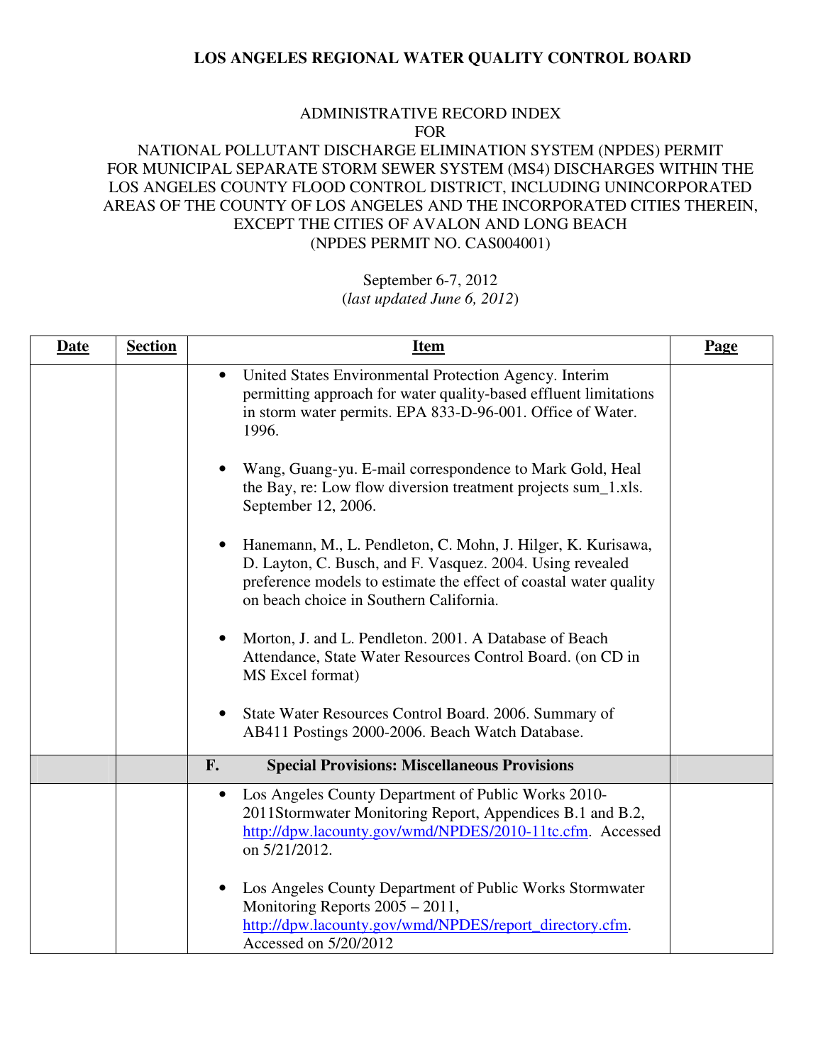**LOS ANGELES REGIONAL WATER QUALITY CONTROL BOARD**

ADMINISTRATIVE RECORD INDEX
FOR
NATIONAL POLLUTANT DISCHARGE ELIMINATION SYSTEM (NPDES) PERMIT
FOR MUNICIPAL SEPARATE STORM SEWER SYSTEM (MS4) DISCHARGES WITHIN THE
LOS ANGELES COUNTY FLOOD CONTROL DISTRICT, INCLUDING UNINCORPORATED
AREAS OF THE COUNTY OF LOS ANGELES AND THE INCORPORATED CITIES THEREIN,
EXCEPT THE CITIES OF AVALON AND LONG BEACH
(NPDES PERMIT NO. CAS004001)

September 6-7, 2012
(*last updated June 6, 2012*)

| **Date** | **Section** | **Item** | **Page** |
|---|---|---|---|
| | | • United States Environmental Protection Agency. Interim permitting approach for water quality-based effluent limitations in storm water permits. EPA 833-D-96-001. Office of Water. 1996.<br><br>• Wang, Guang-yu. E-mail correspondence to Mark Gold, Heal the Bay, re: Low flow diversion treatment projects sum_1.xls. September 12, 2006.<br><br>• Hanemann, M., L. Pendleton, C. Mohn, J. Hilger, K. Kurisawa, D. Layton, C. Busch, and F. Vasquez. 2004. Using revealed preference models to estimate the effect of coastal water quality on beach choice in Southern California.<br><br>• Morton, J. and L. Pendleton. 2001. A Database of Beach Attendance, State Water Resources Control Board. (on CD in MS Excel format)<br><br>• State Water Resources Control Board. 2006. Summary of AB411 Postings 2000-2006. Beach Watch Database. | |
| | | **F. Special Provisions: Miscellaneous Provisions** | |
| | | • Los Angeles County Department of Public Works 2010-2011Stormwater Monitoring Report, Appendices B.1 and B.2, http://dpw.lacounty.gov/wmd/NPDES/2010-11tc.cfm. Accessed on 5/21/2012.<br><br>• Los Angeles County Department of Public Works Stormwater Monitoring Reports 2005 – 2011, http://dpw.lacounty.gov/wmd/NPDES/report_directory.cfm. Accessed on 5/20/2012 | |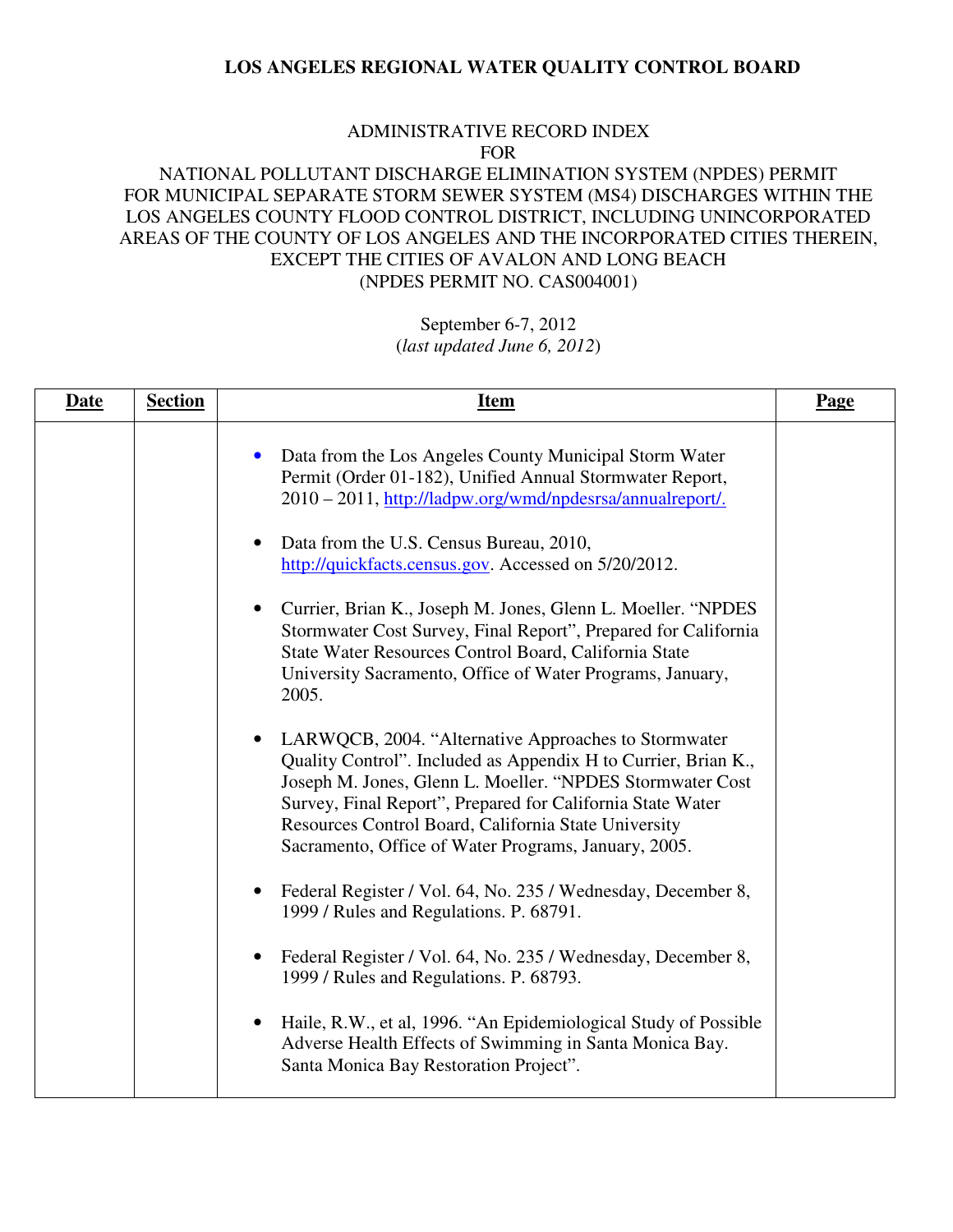**LOS ANGELES REGIONAL WATER QUALITY CONTROL BOARD**

ADMINISTRATIVE RECORD INDEX
FOR
NATIONAL POLLUTANT DISCHARGE ELIMINATION SYSTEM (NPDES) PERMIT
FOR MUNICIPAL SEPARATE STORM SEWER SYSTEM (MS4) DISCHARGES WITHIN THE
LOS ANGELES COUNTY FLOOD CONTROL DISTRICT, INCLUDING UNINCORPORATED
AREAS OF THE COUNTY OF LOS ANGELES AND THE INCORPORATED CITIES THEREIN,
EXCEPT THE CITIES OF AVALON AND LONG BEACH
(NPDES PERMIT NO. CAS004001)

September 6-7, 2012
(*last updated June 6, 2012*)

| **Date** | **Section** | **Item** | **Page** |
|---|---|---|---|
| | | • Data from the Los Angeles County Municipal Storm Water Permit (Order 01-182), Unified Annual Stormwater Report, 2010 – 2011, http://ladpw.org/wmd/npdesrsa/annualreport/.<br><br>• Data from the U.S. Census Bureau, 2010, http://quickfacts.census.gov. Accessed on 5/20/2012.<br><br>• Currier, Brian K., Joseph M. Jones, Glenn L. Moeller. "NPDES Stormwater Cost Survey, Final Report", Prepared for California State Water Resources Control Board, California State University Sacramento, Office of Water Programs, January, 2005.<br><br>• LARWQCB, 2004. "Alternative Approaches to Stormwater Quality Control". Included as Appendix H to Currier, Brian K., Joseph M. Jones, Glenn L. Moeller. "NPDES Stormwater Cost Survey, Final Report", Prepared for California State Water Resources Control Board, California State University Sacramento, Office of Water Programs, January, 2005.<br><br>• Federal Register / Vol. 64, No. 235 / Wednesday, December 8, 1999 / Rules and Regulations. P. 68791.<br><br>• Federal Register / Vol. 64, No. 235 / Wednesday, December 8, 1999 / Rules and Regulations. P. 68793.<br><br>• Haile, R.W., et al, 1996. "An Epidemiological Study of Possible Adverse Health Effects of Swimming in Santa Monica Bay. Santa Monica Bay Restoration Project". | |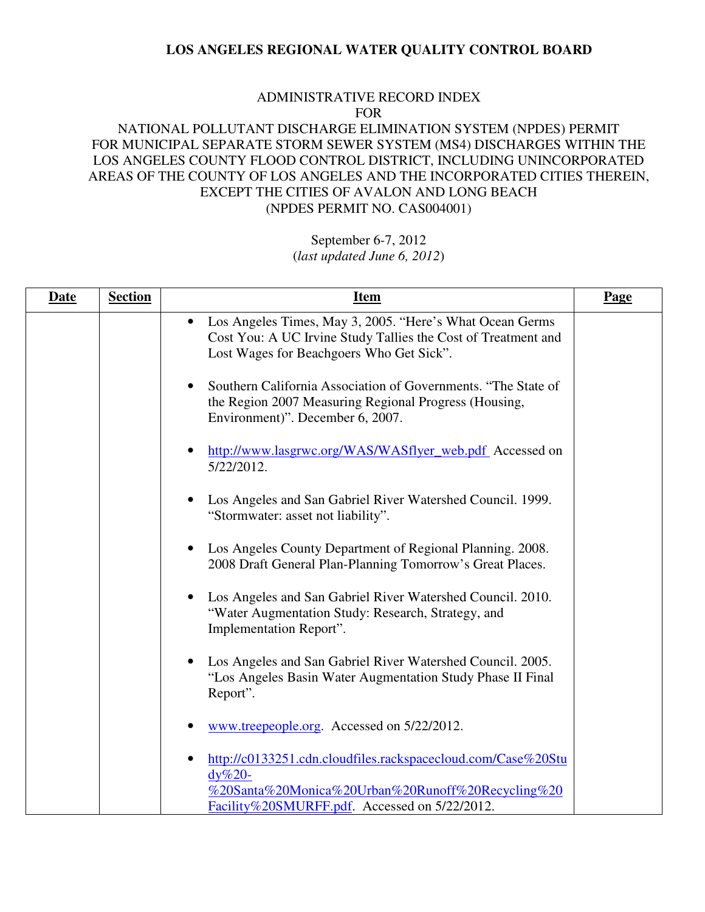**LOS ANGELES REGIONAL WATER QUALITY CONTROL BOARD**

ADMINISTRATIVE RECORD INDEX
FOR
NATIONAL POLLUTANT DISCHARGE ELIMINATION SYSTEM (NPDES) PERMIT
FOR MUNICIPAL SEPARATE STORM SEWER SYSTEM (MS4) DISCHARGES WITHIN THE LOS ANGELES COUNTY FLOOD CONTROL DISTRICT, INCLUDING UNINCORPORATED AREAS OF THE COUNTY OF LOS ANGELES AND THE INCORPORATED CITIES THEREIN, EXCEPT THE CITIES OF AVALON AND LONG BEACH
(NPDES PERMIT NO. CAS004001)

September 6-7, 2012
(*last updated June 6, 2012*)

| **Date** | **Section** | **Item** | **Page** |
|---|---|---|---|
| | | • Los Angeles Times, May 3, 2005. "Here's What Ocean Germs Cost You: A UC Irvine Study Tallies the Cost of Treatment and Lost Wages for Beachgoers Who Get Sick".<br><br>• Southern California Association of Governments. "The State of the Region 2007 Measuring Regional Progress (Housing, Environment)". December 6, 2007.<br><br>• http://www.lasgrwc.org/WAS/WASflyer_web.pdf Accessed on 5/22/2012.<br><br>• Los Angeles and San Gabriel River Watershed Council. 1999. "Stormwater: asset not liability".<br><br>• Los Angeles County Department of Regional Planning. 2008. 2008 Draft General Plan-Planning Tomorrow's Great Places.<br><br>• Los Angeles and San Gabriel River Watershed Council. 2010. "Water Augmentation Study: Research, Strategy, and Implementation Report".<br><br>• Los Angeles and San Gabriel River Watershed Council. 2005. "Los Angeles Basin Water Augmentation Study Phase II Final Report".<br><br>• www.treepeople.org. Accessed on 5/22/2012.<br><br>• http://c0133251.cdn.cloudfiles.rackspacecloud.com/Case%20Study%20-%20Santa%20Monica%20Urban%20Runoff%20Recycling%20Facility%20SMURFF.pdf. Accessed on 5/22/2012. | |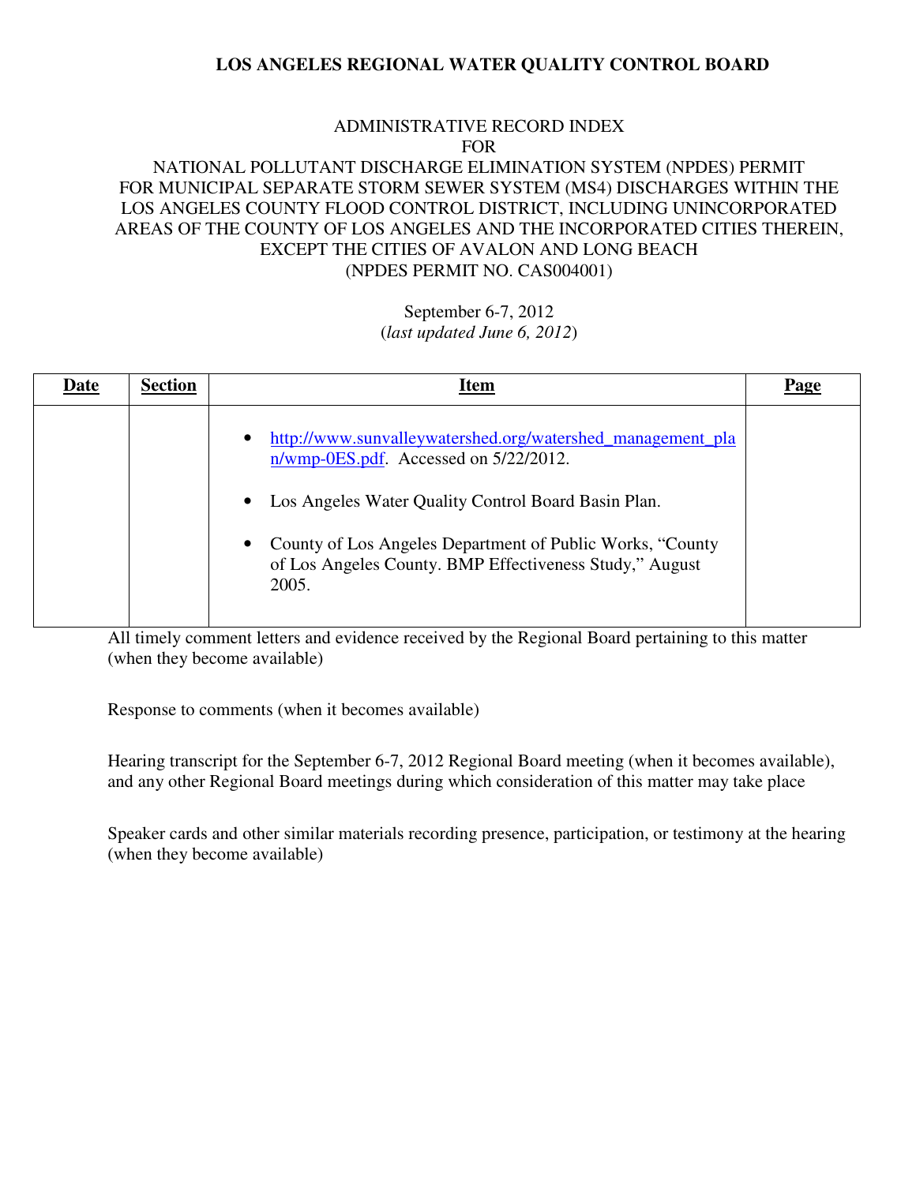**LOS ANGELES REGIONAL WATER QUALITY CONTROL BOARD**

ADMINISTRATIVE RECORD INDEX
FOR
NATIONAL POLLUTANT DISCHARGE ELIMINATION SYSTEM (NPDES) PERMIT
FOR MUNICIPAL SEPARATE STORM SEWER SYSTEM (MS4) DISCHARGES WITHIN THE
LOS ANGELES COUNTY FLOOD CONTROL DISTRICT, INCLUDING UNINCORPORATED
AREAS OF THE COUNTY OF LOS ANGELES AND THE INCORPORATED CITIES THEREIN,
EXCEPT THE CITIES OF AVALON AND LONG BEACH
(NPDES PERMIT NO. CAS004001)

September 6-7, 2012
(*last updated June 6, 2012*)

| Date | Section | Item | Page |
|---|---|---|---|
| | | • http://www.sunvalleywatershed.org/watershed_management_plan/wmp-0ES.pdf. Accessed on 5/22/2012.<br>• Los Angeles Water Quality Control Board Basin Plan.<br>• County of Los Angeles Department of Public Works, "County of Los Angeles County. BMP Effectiveness Study," August 2005. | |

All timely comment letters and evidence received by the Regional Board pertaining to this matter (when they become available)

Response to comments (when it becomes available)

Hearing transcript for the September 6-7, 2012 Regional Board meeting (when it becomes available), and any other Regional Board meetings during which consideration of this matter may take place

Speaker cards and other similar materials recording presence, participation, or testimony at the hearing (when they become available)